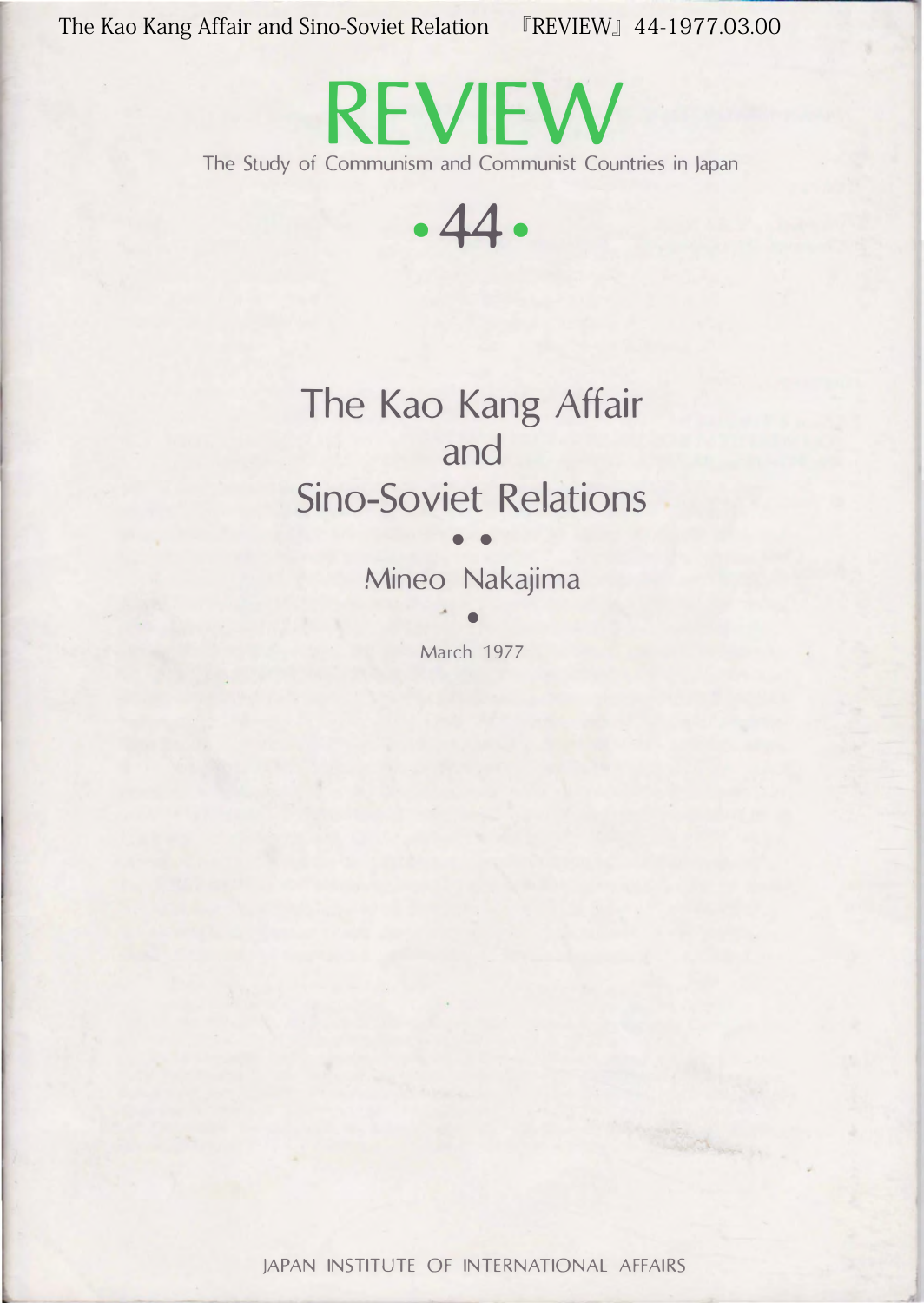# REVIEW

The Study of Communism and Communist Countries in Japan

**44**

## The Kao Kang Affair and Sino-Soviet Relations

Mineo Nakajima

March 1977

JAPAN INSTITUTE OF INTERNATIONAL AFFAIRS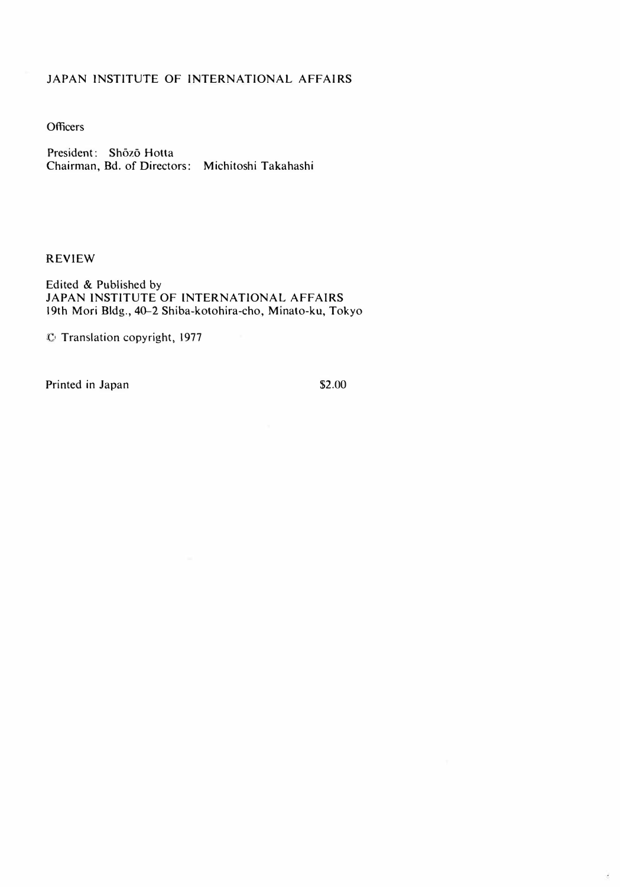## JAPAN INSTITUTE OF INTERNATIONAL AFFAIRS

Officers

President: Shōzō Hotta
Chairman, Bd. of Directors: Michitoshi Takahashi

## REVIEW

Edited & Published by
JAPAN INSTITUTE OF INTERNATIONAL AFFAIRS
19th Mori Bldg., 40–2 Shiba-kotohira-cho, Minato-ku, Tokyo

© Translation copyright, 1977

Printed in Japan $2.00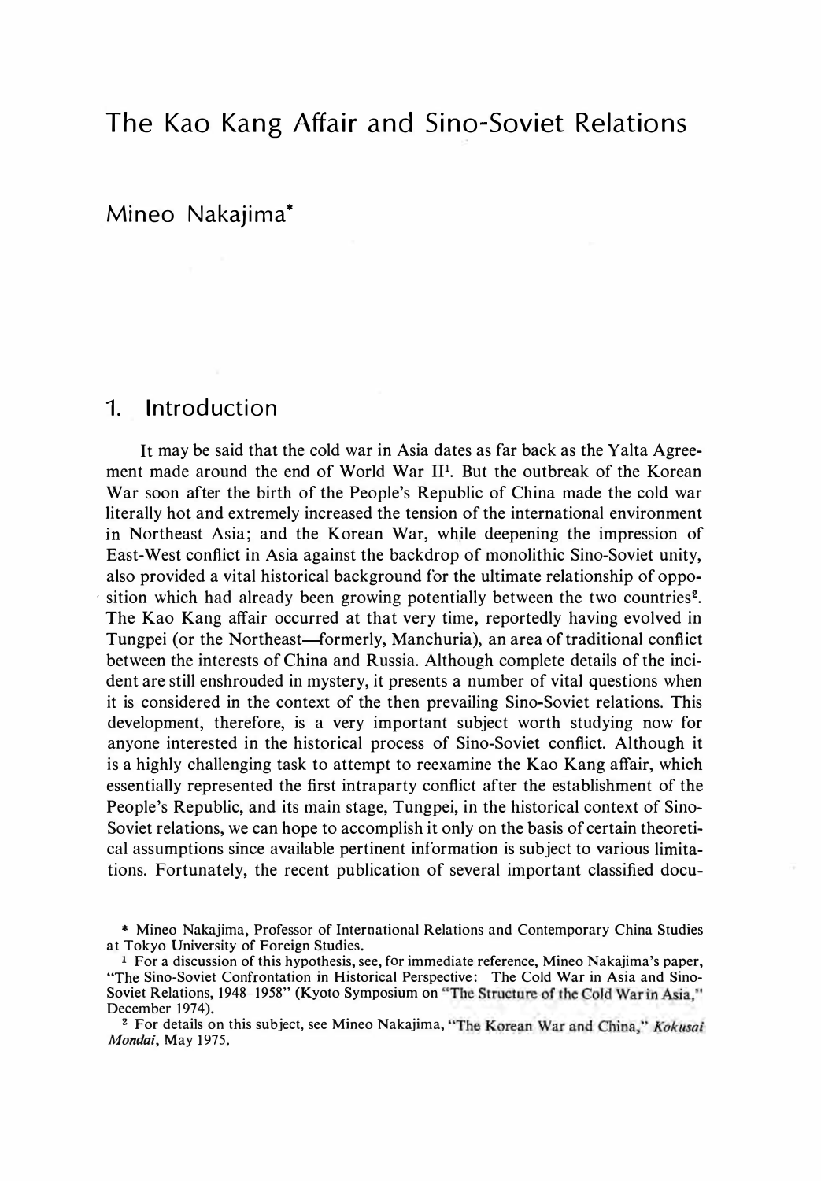# The Kao Kang Affair and Sino-Soviet Relations

## Mineo Nakajima*

## 1. Introduction

It may be said that the cold war in Asia dates as far back as the Yalta Agreement made around the end of World War II[1]. But the outbreak of the Korean War soon after the birth of the People's Republic of China made the cold war literally hot and extremely increased the tension of the international environment in Northeast Asia; and the Korean War, while deepening the impression of East-West conflict in Asia against the backdrop of monolithic Sino-Soviet unity, also provided a vital historical background for the ultimate relationship of opposition which had already been growing potentially between the two countries[2]. The Kao Kang affair occurred at that very time, reportedly having evolved in Tungpei (or the Northeast—formerly, Manchuria), an area of traditional conflict between the interests of China and Russia. Although complete details of the incident are still enshrouded in mystery, it presents a number of vital questions when it is considered in the context of the then prevailing Sino-Soviet relations. This development, therefore, is a very important subject worth studying now for anyone interested in the historical process of Sino-Soviet conflict. Although it is a highly challenging task to attempt to reexamine the Kao Kang affair, which essentially represented the first intraparty conflict after the establishment of the People's Republic, and its main stage, Tungpei, in the historical context of Sino-Soviet relations, we can hope to accomplish it only on the basis of certain theoretical assumptions since available pertinent information is subject to various limitations. Fortunately, the recent publication of several important classified docu-

---

\* Mineo Nakajima, Professor of International Relations and Contemporary China Studies at Tokyo University of Foreign Studies.

[1] For a discussion of this hypothesis, see, for immediate reference, Mineo Nakajima's paper, "The Sino-Soviet Confrontation in Historical Perspective: The Cold War in Asia and Sino-Soviet Relations, 1948–1958" (Kyoto Symposium on "The Structure of the Cold War in Asia," December 1974).

[2] For details on this subject, see Mineo Nakajima, "The Korean War and China," *Kokusai Mondai*, May 1975.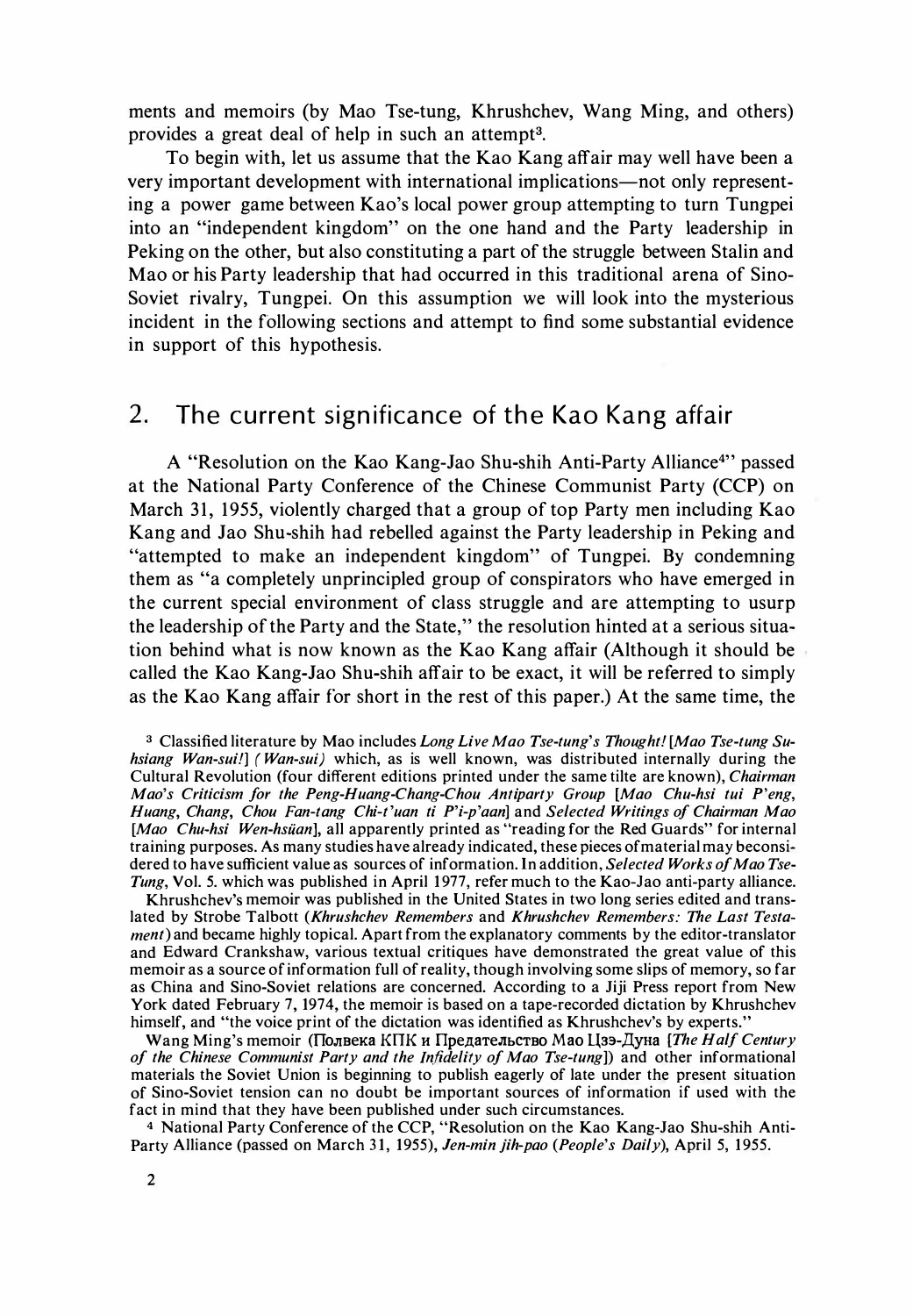ments and memoirs (by Mao Tse-tung, Khrushchev, Wang Ming, and others) provides a great deal of help in such an attempt[3].

To begin with, let us assume that the Kao Kang affair may well have been a very important development with international implications—not only representing a power game between Kao's local power group attempting to turn Tungpei into an "independent kingdom" on the one hand and the Party leadership in Peking on the other, but also constituting a part of the struggle between Stalin and Mao or his Party leadership that had occurred in this traditional arena of Sino-Soviet rivalry, Tungpei. On this assumption we will look into the mysterious incident in the following sections and attempt to find some substantial evidence in support of this hypothesis.

## 2. The current significance of the Kao Kang affair

A "Resolution on the Kao Kang-Jao Shu-shih Anti-Party Alliance[4]" passed at the National Party Conference of the Chinese Communist Party (CCP) on March 31, 1955, violently charged that a group of top Party men including Kao Kang and Jao Shu-shih had rebelled against the Party leadership in Peking and "attempted to make an independent kingdom" of Tungpei. By condemning them as "a completely unprincipled group of conspirators who have emerged in the current special environment of class struggle and are attempting to usurp the leadership of the Party and the State," the resolution hinted at a serious situation behind what is now known as the Kao Kang affair (Although it should be called the Kao Kang-Jao Shu-shih affair to be exact, it will be referred to simply as the Kao Kang affair for short in the rest of this paper.) At the same time, the

[3] Classified literature by Mao includes *Long Live Mao Tse-tung's Thought!* [*Mao Tse-tung Su-hsiang Wan-sui!*] (*Wan-sui*) which, as is well known, was distributed internally during the Cultural Revolution (four different editions printed under the same tilte are known), *Chairman Mao's Criticism for the Peng-Huang-Chang-Chou Antiparty Group* [*Mao Chu-hsi tui P'eng, Huang, Chang, Chou Fan-tang Chi-t'uan ti P'i-p'aan*] and *Selected Writings of Chairman Mao* [*Mao Chu-hsi Wen-hsüan*], all apparently printed as "reading for the Red Guards" for internal training purposes. As many studies have already indicated, these pieces of material may beconsidered to have sufficient value as sources of information. In addition, *Selected Works of Mao Tse-Tung*, Vol. 5. which was published in April 1977, refer much to the Kao-Jao anti-party alliance.

Khrushchev's memoir was published in the United States in two long series edited and translated by Strobe Talbott (*Khrushchev Remembers* and *Khrushchev Remembers: The Last Testament*) and became highly topical. Apart from the explanatory comments by the editor-translator and Edward Crankshaw, various textual critiques have demonstrated the great value of this memoir as a source of information full of reality, though involving some slips of memory, so far as China and Sino-Soviet relations are concerned. According to a Jiji Press report from New York dated February 7, 1974, the memoir is based on a tape-recorded dictation by Khrushchev himself, and "the voice print of the dictation was identified as Khrushchev's by experts."

Wang Ming's memoir (Полвека КПК и Предательство Мао Цзэ-Дуна [*The Half Century of the Chinese Communist Party and the Infidelity of Mao Tse-tung*]) and other informational materials the Soviet Union is beginning to publish eagerly of late under the present situation of Sino-Soviet tension can no doubt be important sources of information if used with the fact in mind that they have been published under such circumstances.

[4] National Party Conference of the CCP, "Resolution on the Kao Kang-Jao Shu-shih Anti-Party Alliance (passed on March 31, 1955), *Jen-min jih-pao* (*People's Daily*), April 5, 1955.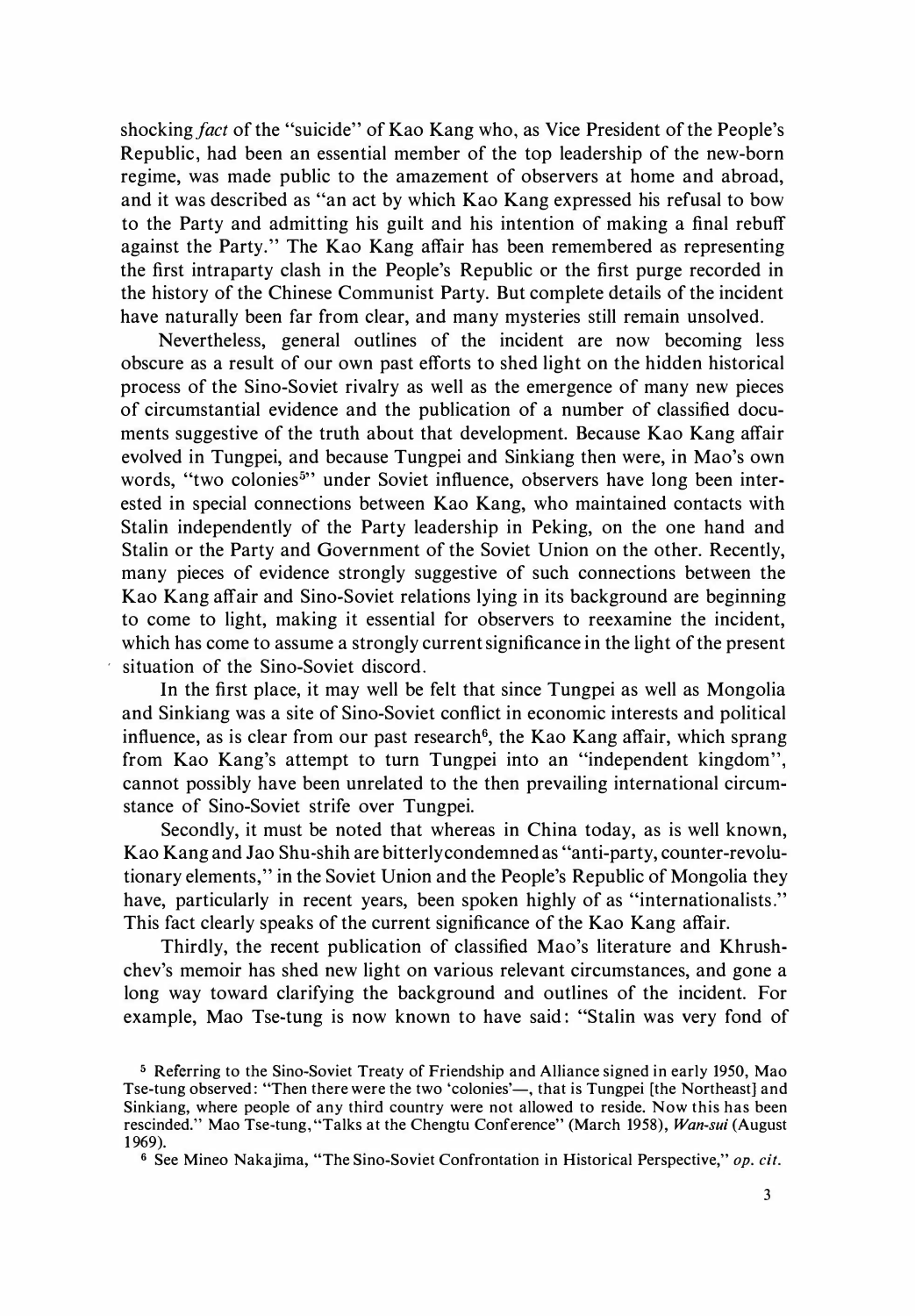shocking *fact* of the "suicide" of Kao Kang who, as Vice President of the People's Republic, had been an essential member of the top leadership of the new-born regime, was made public to the amazement of observers at home and abroad, and it was described as "an act by which Kao Kang expressed his refusal to bow to the Party and admitting his guilt and his intention of making a final rebuff against the Party." The Kao Kang affair has been remembered as representing the first intraparty clash in the People's Republic or the first purge recorded in the history of the Chinese Communist Party. But complete details of the incident have naturally been far from clear, and many mysteries still remain unsolved.

Nevertheless, general outlines of the incident are now becoming less obscure as a result of our own past efforts to shed light on the hidden historical process of the Sino-Soviet rivalry as well as the emergence of many new pieces of circumstantial evidence and the publication of a number of classified documents suggestive of the truth about that development. Because Kao Kang affair evolved in Tungpei, and because Tungpei and Sinkiang then were, in Mao's own words, "two colonies[5]" under Soviet influence, observers have long been interested in special connections between Kao Kang, who maintained contacts with Stalin independently of the Party leadership in Peking, on the one hand and Stalin or the Party and Government of the Soviet Union on the other. Recently, many pieces of evidence strongly suggestive of such connections between the Kao Kang affair and Sino-Soviet relations lying in its background are beginning to come to light, making it essential for observers to reexamine the incident, which has come to assume a strongly current significance in the light of the present situation of the Sino-Soviet discord.

In the first place, it may well be felt that since Tungpei as well as Mongolia and Sinkiang was a site of Sino-Soviet conflict in economic interests and political influence, as is clear from our past research[6], the Kao Kang affair, which sprang from Kao Kang's attempt to turn Tungpei into an "independent kingdom", cannot possibly have been unrelated to the then prevailing international circumstance of Sino-Soviet strife over Tungpei.

Secondly, it must be noted that whereas in China today, as is well known, Kao Kang and Jao Shu-shih are bitterly condemned as "anti-party, counter-revolutionary elements," in the Soviet Union and the People's Republic of Mongolia they have, particularly in recent years, been spoken highly of as "internationalists." This fact clearly speaks of the current significance of the Kao Kang affair.

Thirdly, the recent publication of classified Mao's literature and Khrushchev's memoir has shed new light on various relevant circumstances, and gone a long way toward clarifying the background and outlines of the incident. For example, Mao Tse-tung is now known to have said: "Stalin was very fond of

[5] Referring to the Sino-Soviet Treaty of Friendship and Alliance signed in early 1950, Mao Tse-tung observed: "Then there were the two 'colonies'—, that is Tungpei [the Northeast] and Sinkiang, where people of any third country were not allowed to reside. Now this has been rescinded." Mao Tse-tung, "Talks at the Chengtu Conference" (March 1958), *Wan-sui* (August 1969).

[6] See Mineo Nakajima, "The Sino-Soviet Confrontation in Historical Perspective," *op. cit.*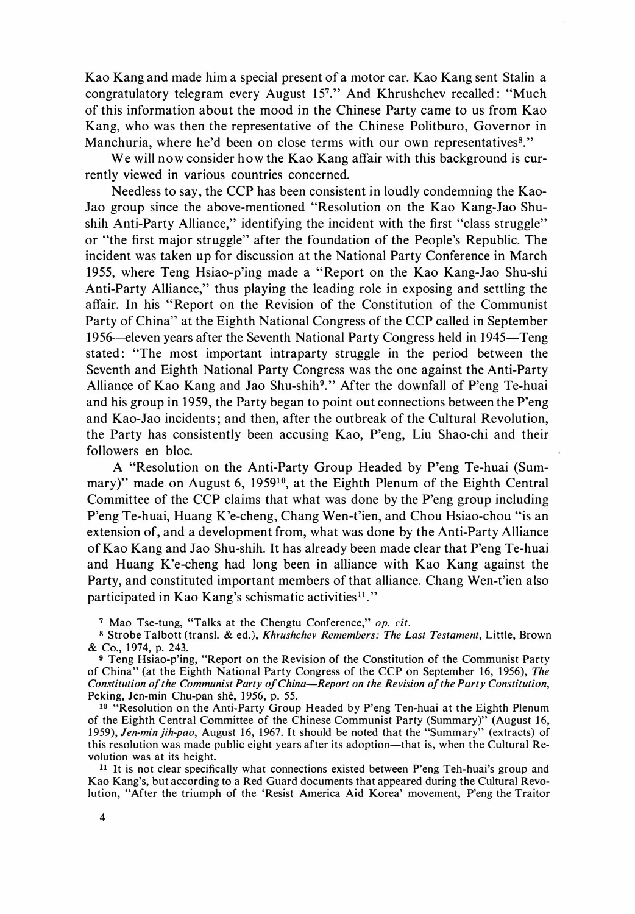Kao Kang and made him a special present of a motor car. Kao Kang sent Stalin a congratulatory telegram every August 15[7]." And Khrushchev recalled: "Much of this information about the mood in the Chinese Party came to us from Kao Kang, who was then the representative of the Chinese Politburo, Governor in Manchuria, where he'd been on close terms with our own representatives[8]."

We will now consider how the Kao Kang affair with this background is currently viewed in various countries concerned.

Needless to say, the CCP has been consistent in loudly condemning the Kao-Jao group since the above-mentioned "Resolution on the Kao Kang-Jao Shu-shih Anti-Party Alliance," identifying the incident with the first "class struggle" or "the first major struggle" after the foundation of the People's Republic. The incident was taken up for discussion at the National Party Conference in March 1955, where Teng Hsiao-p'ing made a "Report on the Kao Kang-Jao Shu-shi Anti-Party Alliance," thus playing the leading role in exposing and settling the affair. In his "Report on the Revision of the Constitution of the Communist Party of China" at the Eighth National Congress of the CCP called in September 1956—eleven years after the Seventh National Party Congress held in 1945—Teng stated: "The most important intraparty struggle in the period between the Seventh and Eighth National Party Congress was the one against the Anti-Party Alliance of Kao Kang and Jao Shu-shih[9]." After the downfall of P'eng Te-huai and his group in 1959, the Party began to point out connections between the P'eng and Kao-Jao incidents; and then, after the outbreak of the Cultural Revolution, the Party has consistently been accusing Kao, P'eng, Liu Shao-chi and their followers en bloc.

A "Resolution on the Anti-Party Group Headed by P'eng Te-huai (Summary)" made on August 6, 1959[10], at the Eighth Plenum of the Eighth Central Committee of the CCP claims that what was done by the P'eng group including P'eng Te-huai, Huang K'e-cheng, Chang Wen-t'ien, and Chou Hsiao-chou "is an extension of, and a development from, what was done by the Anti-Party Alliance of Kao Kang and Jao Shu-shih. It has already been made clear that P'eng Te-huai and Huang K'e-cheng had long been in alliance with Kao Kang against the Party, and constituted important members of that alliance. Chang Wen-t'ien also participated in Kao Kang's schismatic activities[11]."

[7] Mao Tse-tung, "Talks at the Chengtu Conference," *op. cit.*

[8] Strobe Talbott (transl. & ed.), *Khrushchev Remembers: The Last Testament*, Little, Brown & Co., 1974, p. 243.

[9] Teng Hsiao-p'ing, "Report on the Revision of the Constitution of the Communist Party of China" (at the Eighth National Party Congress of the CCP on September 16, 1956), *The Constitution of the Communist Party of China—Report on the Revision of the Party Constitution*, Peking, Jen-min Chu-pan shê, 1956, p. 55.

[10] "Resolution on the Anti-Party Group Headed by P'eng Ten-huai at the Eighth Plenum of the Eighth Central Committee of the Chinese Communist Party (Summary)" (August 16, 1959), *Jen-min jih-pao*, August 16, 1967. It should be noted that the "Summary" (extracts) of this resolution was made public eight years after its adoption—that is, when the Cultural Revolution was at its height.

[11] It is not clear specifically what connections existed between P'eng Teh-huai's group and Kao Kang's, but according to a Red Guard documents that appeared during the Cultural Revolution, "After the triumph of the 'Resist America Aid Korea' movement, P'eng the Traitor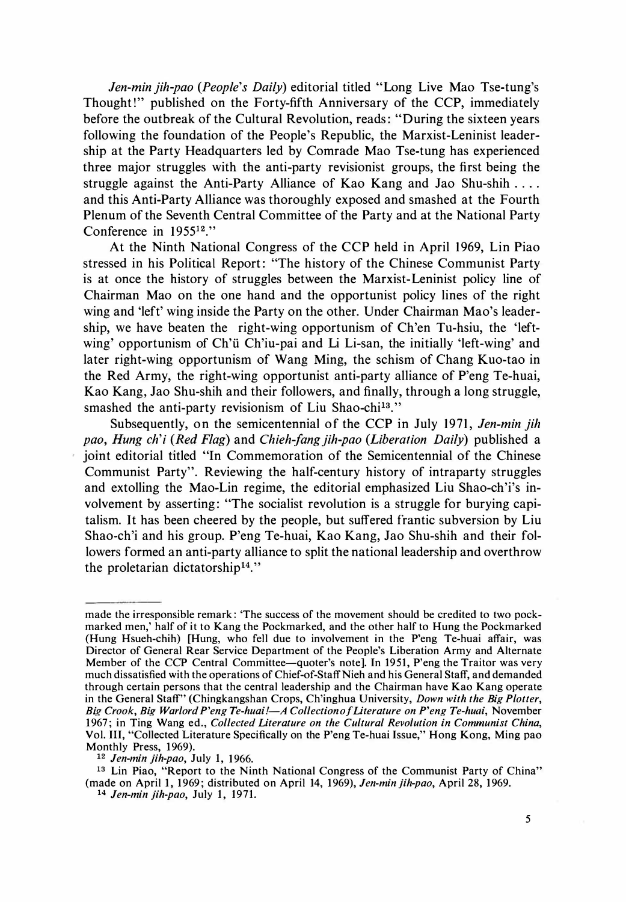*Jen-min jih-pao* (*People's Daily*) editorial titled "Long Live Mao Tse-tung's Thought!" published on the Forty-fifth Anniversary of the CCP, immediately before the outbreak of the Cultural Revolution, reads: "During the sixteen years following the foundation of the People's Republic, the Marxist-Leninist leadership at the Party Headquarters led by Comrade Mao Tse-tung has experienced three major struggles with the anti-party revisionist groups, the first being the struggle against the Anti-Party Alliance of Kao Kang and Jao Shu-shih . . . . and this Anti-Party Alliance was thoroughly exposed and smashed at the Fourth Plenum of the Seventh Central Committee of the Party and at the National Party Conference in 1955[12]."

At the Ninth National Congress of the CCP held in April 1969, Lin Piao stressed in his Political Report: "The history of the Chinese Communist Party is at once the history of struggles between the Marxist-Leninist policy line of Chairman Mao on the one hand and the opportunist policy lines of the right wing and 'left' wing inside the Party on the other. Under Chairman Mao's leadership, we have beaten the right-wing opportunism of Ch'en Tu-hsiu, the 'left-wing' opportunism of Ch'ü Ch'iu-pai and Li Li-san, the initially 'left-wing' and later right-wing opportunism of Wang Ming, the schism of Chang Kuo-tao in the Red Army, the right-wing opportunist anti-party alliance of P'eng Te-huai, Kao Kang, Jao Shu-shih and their followers, and finally, through a long struggle, smashed the anti-party revisionism of Liu Shao-chi[13]."

Subsequently, on the semicentennial of the CCP in July 1971, *Jen-min jih pao*, *Hung ch'i* (*Red Flag*) and *Chieh-fang jih-pao* (*Liberation Daily*) published a joint editorial titled "In Commemoration of the Semicentennial of the Chinese Communist Party". Reviewing the half-century history of intraparty struggles and extolling the Mao-Lin regime, the editorial emphasized Liu Shao-ch'i's involvement by asserting: "The socialist revolution is a struggle for burying capitalism. It has been cheered by the people, but suffered frantic subversion by Liu Shao-ch'i and his group. P'eng Te-huai, Kao Kang, Jao Shu-shih and their followers formed an anti-party alliance to split the national leadership and overthrow the proletarian dictatorship[14]."

---

made the irresponsible remark: 'The success of the movement should be credited to two pockmarked men,' half of it to Kang the Pockmarked, and the other half to Hung the Pockmarked (Hung Hsueh-chih) [Hung, who fell due to involvement in the P'eng Te-huai affair, was Director of General Rear Service Department of the People's Liberation Army and Alternate Member of the CCP Central Committee—quoter's note]. In 1951, P'eng the Traitor was very much dissatisfied with the operations of Chief-of-Staff Nieh and his General Staff, and demanded through certain persons that the central leadership and the Chairman have Kao Kang operate in the General Staff" (Chingkangshan Crops, Ch'inghua University, *Down with the Big Plotter, Big Crook, Big Warlord P'eng Te-huai!—A Collection of Literature on P'eng Te-huai*, November 1967; in Ting Wang ed., *Collected Literature on the Cultural Revolution in Communist China*, Vol. III, "Collected Literature Specifically on the P'eng Te-huai Issue," Hong Kong, Ming pao Monthly Press, 1969).

[12] *Jen-min jih-pao*, July 1, 1966.

[13] Lin Piao, "Report to the Ninth National Congress of the Communist Party of China" (made on April 1, 1969; distributed on April 14, 1969), *Jen-min jih-pao*, April 28, 1969.

[14] *Jen-min jih-pao*, July 1, 1971.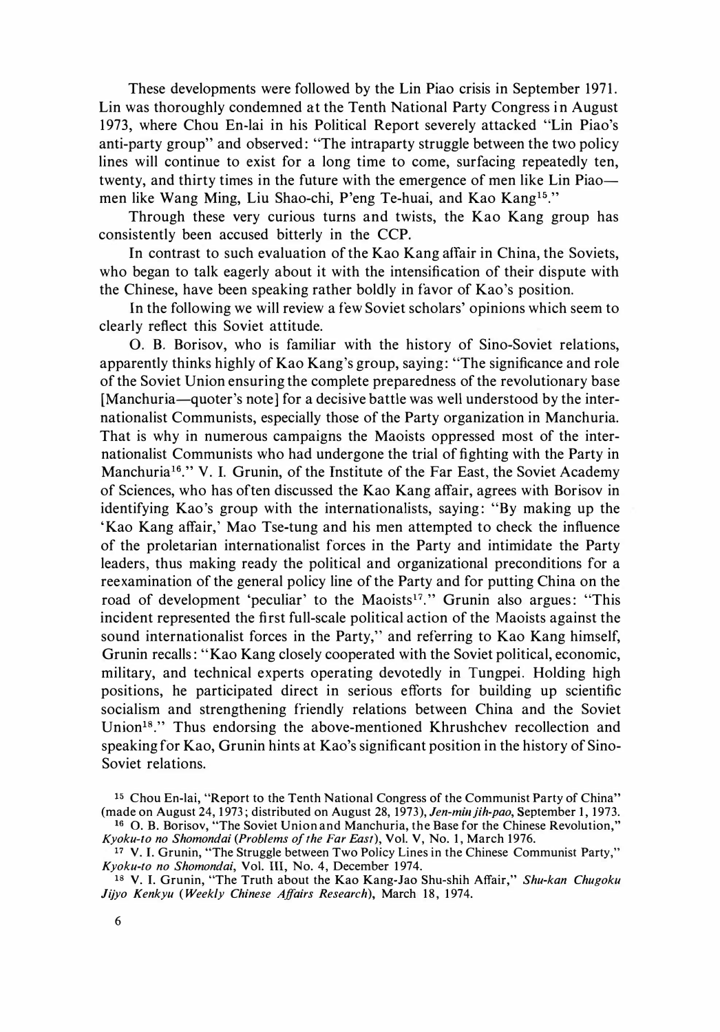These developments were followed by the Lin Piao crisis in September 1971. Lin was thoroughly condemned at the Tenth National Party Congress in August 1973, where Chou En-lai in his Political Report severely attacked "Lin Piao's anti-party group" and observed: "The intraparty struggle between the two policy lines will continue to exist for a long time to come, surfacing repeatedly ten, twenty, and thirty times in the future with the emergence of men like Lin Piao—men like Wang Ming, Liu Shao-chi, P'eng Te-huai, and Kao Kang[15]."

Through these very curious turns and twists, the Kao Kang group has consistently been accused bitterly in the CCP.

In contrast to such evaluation of the Kao Kang affair in China, the Soviets, who began to talk eagerly about it with the intensification of their dispute with the Chinese, have been speaking rather boldly in favor of Kao's position.

In the following we will review a few Soviet scholars' opinions which seem to clearly reflect this Soviet attitude.

O. B. Borisov, who is familiar with the history of Sino-Soviet relations, apparently thinks highly of Kao Kang's group, saying: "The significance and role of the Soviet Union ensuring the complete preparedness of the revolutionary base [Manchuria—quoter's note] for a decisive battle was well understood by the internationalist Communists, especially those of the Party organization in Manchuria. That is why in numerous campaigns the Maoists oppressed most of the internationalist Communists who had undergone the trial of fighting with the Party in Manchuria[16]." V. I. Grunin, of the Institute of the Far East, the Soviet Academy of Sciences, who has often discussed the Kao Kang affair, agrees with Borisov in identifying Kao's group with the internationalists, saying: "By making up the 'Kao Kang affair,' Mao Tse-tung and his men attempted to check the influence of the proletarian internationalist forces in the Party and intimidate the Party leaders, thus making ready the political and organizational preconditions for a reexamination of the general policy line of the Party and for putting China on the road of development 'peculiar' to the Maoists[17]." Grunin also argues: "This incident represented the first full-scale political action of the Maoists against the sound internationalist forces in the Party," and referring to Kao Kang himself, Grunin recalls: "Kao Kang closely cooperated with the Soviet political, economic, military, and technical experts operating devotedly in Tungpei. Holding high positions, he participated direct in serious efforts for building up scientific socialism and strengthening friendly relations between China and the Soviet Union[18]." Thus endorsing the above-mentioned Khrushchev recollection and speaking for Kao, Grunin hints at Kao's significant position in the history of Sino-Soviet relations.

---

[15] Chou En-lai, "Report to the Tenth National Congress of the Communist Party of China" (made on August 24, 1973; distributed on August 28, 1973), *Jen-min jih-pao*, September 1, 1973.

[16] O. B. Borisov, "The Soviet Union and Manchuria, the Base for the Chinese Revolution," *Kyoku-to no Shomondai (Problems of the Far East)*, Vol. V, No. 1, March 1976.

[17] V. I. Grunin, "The Struggle between Two Policy Lines in the Chinese Communist Party," *Kyoku-to no Shomondai*, Vol. III, No. 4, December 1974.

[18] V. I. Grunin, "The Truth about the Kao Kang-Jao Shu-shih Affair," *Shu-kan Chugoku Jijyo Kenkyu (Weekly Chinese Affairs Research)*, March 18, 1974.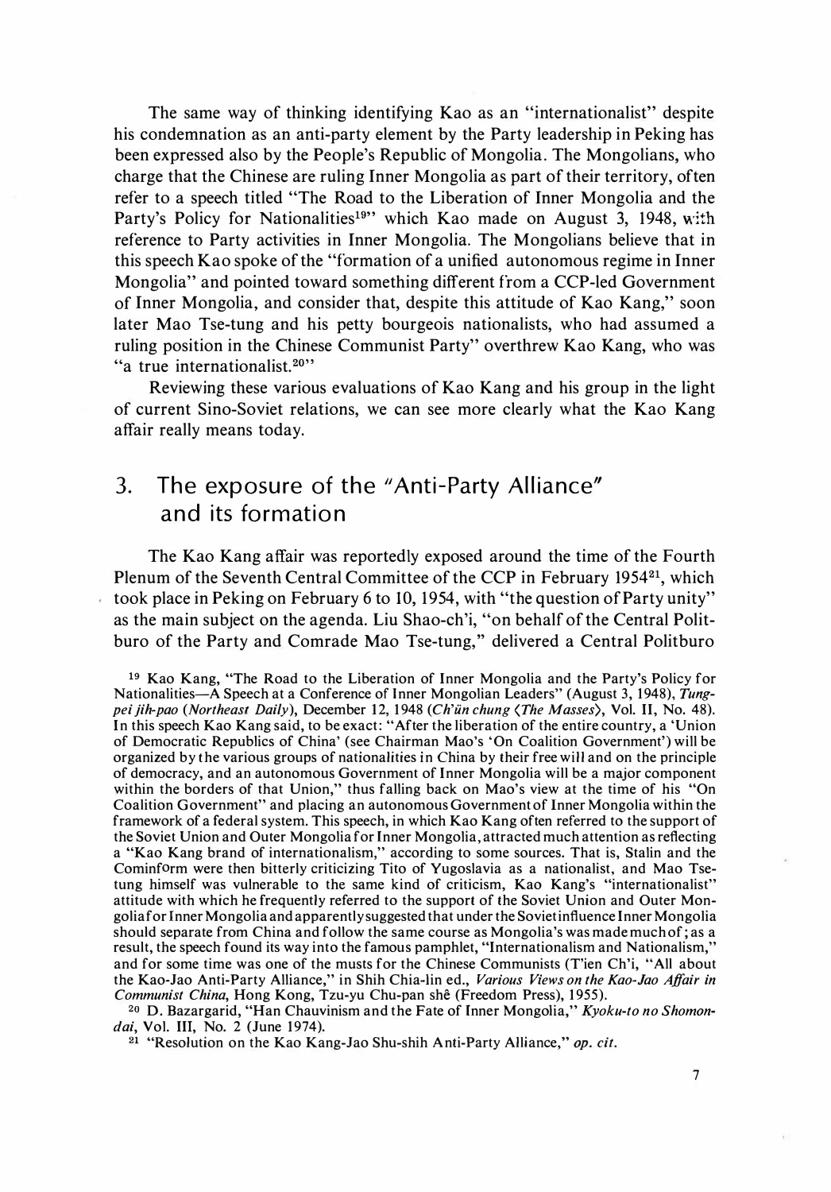The same way of thinking identifying Kao as an "internationalist" despite his condemnation as an anti-party element by the Party leadership in Peking has been expressed also by the People's Republic of Mongolia. The Mongolians, who charge that the Chinese are ruling Inner Mongolia as part of their territory, often refer to a speech titled "The Road to the Liberation of Inner Mongolia and the Party's Policy for Nationalities[19]" which Kao made on August 3, 1948, with reference to Party activities in Inner Mongolia. The Mongolians believe that in this speech Kao spoke of the "formation of a unified autonomous regime in Inner Mongolia" and pointed toward something different from a CCP-led Government of Inner Mongolia, and consider that, despite this attitude of Kao Kang," soon later Mao Tse-tung and his petty bourgeois nationalists, who had assumed a ruling position in the Chinese Communist Party" overthrew Kao Kang, who was "a true internationalist.[20]"

Reviewing these various evaluations of Kao Kang and his group in the light of current Sino-Soviet relations, we can see more clearly what the Kao Kang affair really means today.

## 3. The exposure of the "Anti-Party Alliance" and its formation

The Kao Kang affair was reportedly exposed around the time of the Fourth Plenum of the Seventh Central Committee of the CCP in February 1954[21], which took place in Peking on February 6 to 10, 1954, with "the question of Party unity" as the main subject on the agenda. Liu Shao-ch'i, "on behalf of the Central Politburo of the Party and Comrade Mao Tse-tung," delivered a Central Politburo

[19] Kao Kang, "The Road to the Liberation of Inner Mongolia and the Party's Policy for Nationalities—A Speech at a Conference of Inner Mongolian Leaders" (August 3, 1948), *Tung-pei jih-pao (Northeast Daily)*, December 12, 1948 (*Ch'ün chung* ⟨*The Masses*⟩, Vol. II, No. 48). In this speech Kao Kang said, to be exact: "After the liberation of the entire country, a 'Union of Democratic Republics of China' (see Chairman Mao's 'On Coalition Government') will be organized by the various groups of nationalities in China by their free will and on the principle of democracy, and an autonomous Government of Inner Mongolia will be a major component within the borders of that Union," thus falling back on Mao's view at the time of his "On Coalition Government" and placing an autonomous Government of Inner Mongolia within the framework of a federal system. This speech, in which Kao Kang often referred to the support of the Soviet Union and Outer Mongolia for Inner Mongolia, attracted much attention as reflecting a "Kao Kang brand of internationalism," according to some sources. That is, Stalin and the Cominform were then bitterly criticizing Tito of Yugoslavia as a nationalist, and Mao Tse-tung himself was vulnerable to the same kind of criticism, Kao Kang's "internationalist" attitude with which he frequently referred to the support of the Soviet Union and Outer Mongolia for Inner Mongolia and apparently suggested that under the Soviet influence Inner Mongolia should separate from China and follow the same course as Mongolia's was made much of; as a result, the speech found its way into the famous pamphlet, "Internationalism and Nationalism," and for some time was one of the musts for the Chinese Communists (T'ien Ch'i, "All about the Kao-Jao Anti-Party Alliance," in Shih Chia-lin ed., *Various Views on the Kao-Jao Affair in Communist China*, Hong Kong, Tzu-yu Chu-pan shê (Freedom Press), 1955).

[20] D. Bazargarid, "Han Chauvinism and the Fate of Inner Mongolia," *Kyoku-to no Shomondai*, Vol. III, No. 2 (June 1974).

[21] "Resolution on the Kao Kang-Jao Shu-shih Anti-Party Alliance," *op. cit.*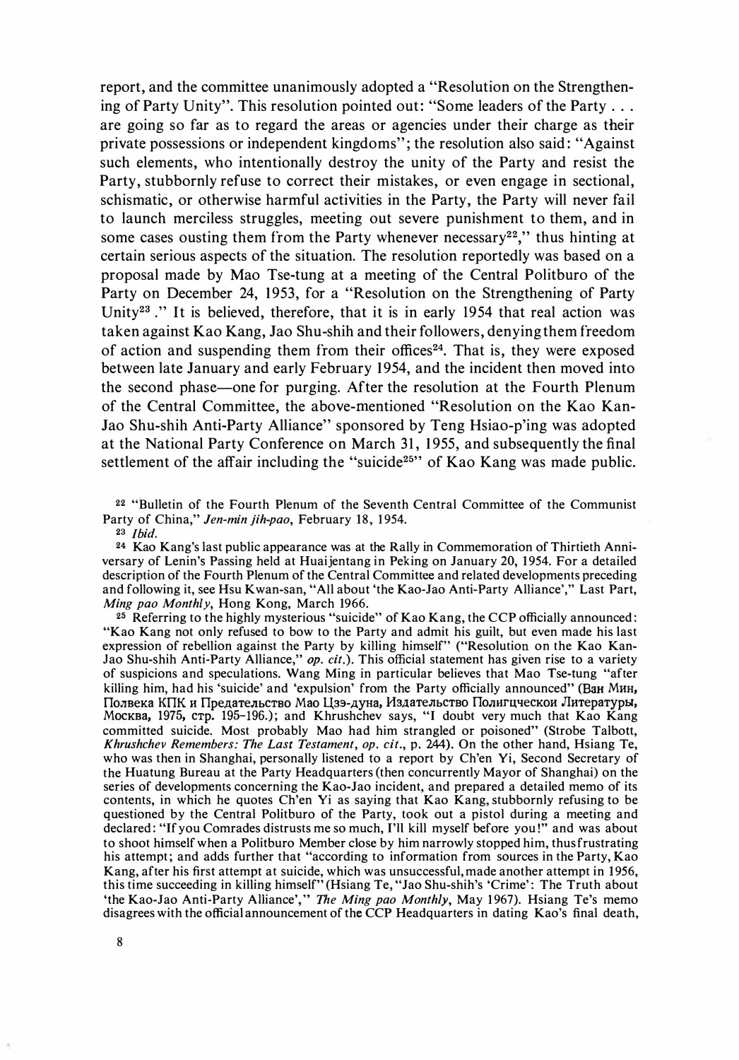report, and the committee unanimously adopted a "Resolution on the Strengthening of Party Unity". This resolution pointed out: "Some leaders of the Party . . . are going so far as to regard the areas or agencies under their charge as their private possessions or independent kingdoms"; the resolution also said: "Against such elements, who intentionally destroy the unity of the Party and resist the Party, stubbornly refuse to correct their mistakes, or even engage in sectional, schismatic, or otherwise harmful activities in the Party, the Party will never fail to launch merciless struggles, meeting out severe punishment to them, and in some cases ousting them from the Party whenever necessary[22]," thus hinting at certain serious aspects of the situation. The resolution reportedly was based on a proposal made by Mao Tse-tung at a meeting of the Central Politburo of the Party on December 24, 1953, for a "Resolution on the Strengthening of Party Unity[23]." It is believed, therefore, that it is in early 1954 that real action was taken against Kao Kang, Jao Shu-shih and their followers, denying them freedom of action and suspending them from their offices[24]. That is, they were exposed between late January and early February 1954, and the incident then moved into the second phase—one for purging. After the resolution at the Fourth Plenum of the Central Committee, the above-mentioned "Resolution on the Kao Kan-Jao Shu-shih Anti-Party Alliance" sponsored by Teng Hsiao-p'ing was adopted at the National Party Conference on March 31, 1955, and subsequently the final settlement of the affair including the "suicide[25]" of Kao Kang was made public.

[22] "Bulletin of the Fourth Plenum of the Seventh Central Committee of the Communist Party of China," *Jen-min jih-pao*, February 18, 1954.

[23] *Ibid.*

[24] Kao Kang's last public appearance was at the Rally in Commemoration of Thirtieth Anniversary of Lenin's Passing held at Huaijentang in Peking on January 20, 1954. For a detailed description of the Fourth Plenum of the Central Committee and related developments preceding and following it, see Hsu Kwan-san, "All about 'the Kao-Jao Anti-Party Alliance'," Last Part, *Ming pao Monthly*, Hong Kong, March 1966.

[25] Referring to the highly mysterious "suicide" of Kao Kang, the CCP officially announced: "Kao Kang not only refused to bow to the Party and admit his guilt, but even made his last expression of rebellion against the Party by killing himself" ("Resolution on the Kao Kan-Jao Shu-shih Anti-Party Alliance," *op. cit.*). This official statement has given rise to a variety of suspicions and speculations. Wang Ming in particular believes that Mao Tse-tung "after killing him, had his 'suicide' and 'expulsion' from the Party officially announced" (Ван Мин, Полвека КПК и Предательство Мао Цзэ-дуна, Издательство Полигческои Литературы, Москва, 1975, стр. 195–196.); and Khrushchev says, "I doubt very much that Kao Kang committed suicide. Most probably Mao had him strangled or poisoned" (Strobe Talbott, *Khrushchev Remembers: The Last Testament*, *op. cit.*, p. 244). On the other hand, Hsiang Te, who was then in Shanghai, personally listened to a report by Ch'en Yi, Second Secretary of the Huatung Bureau at the Party Headquarters (then concurrently Mayor of Shanghai) on the series of developments concerning the Kao-Jao incident, and prepared a detailed memo of its contents, in which he quotes Ch'en Yi as saying that Kao Kang, stubbornly refusing to be questioned by the Central Politburo of the Party, took out a pistol during a meeting and declared: "If you Comrades distrusts me so much, I'll kill myself before you!" and was about to shoot himself when a Politburo Member close by him narrowly stopped him, thus frustrating his attempt; and adds further that "according to information from sources in the Party, Kao Kang, after his first attempt at suicide, which was unsuccessful, made another attempt in 1956, this time succeeding in killing himself" (Hsiang Te, "Jao Shu-shih's 'Crime': The Truth about 'the Kao-Jao Anti-Party Alliance'," *The Ming pao Monthly*, May 1967). Hsiang Te's memo disagrees with the official announcement of the CCP Headquarters in dating Kao's final death,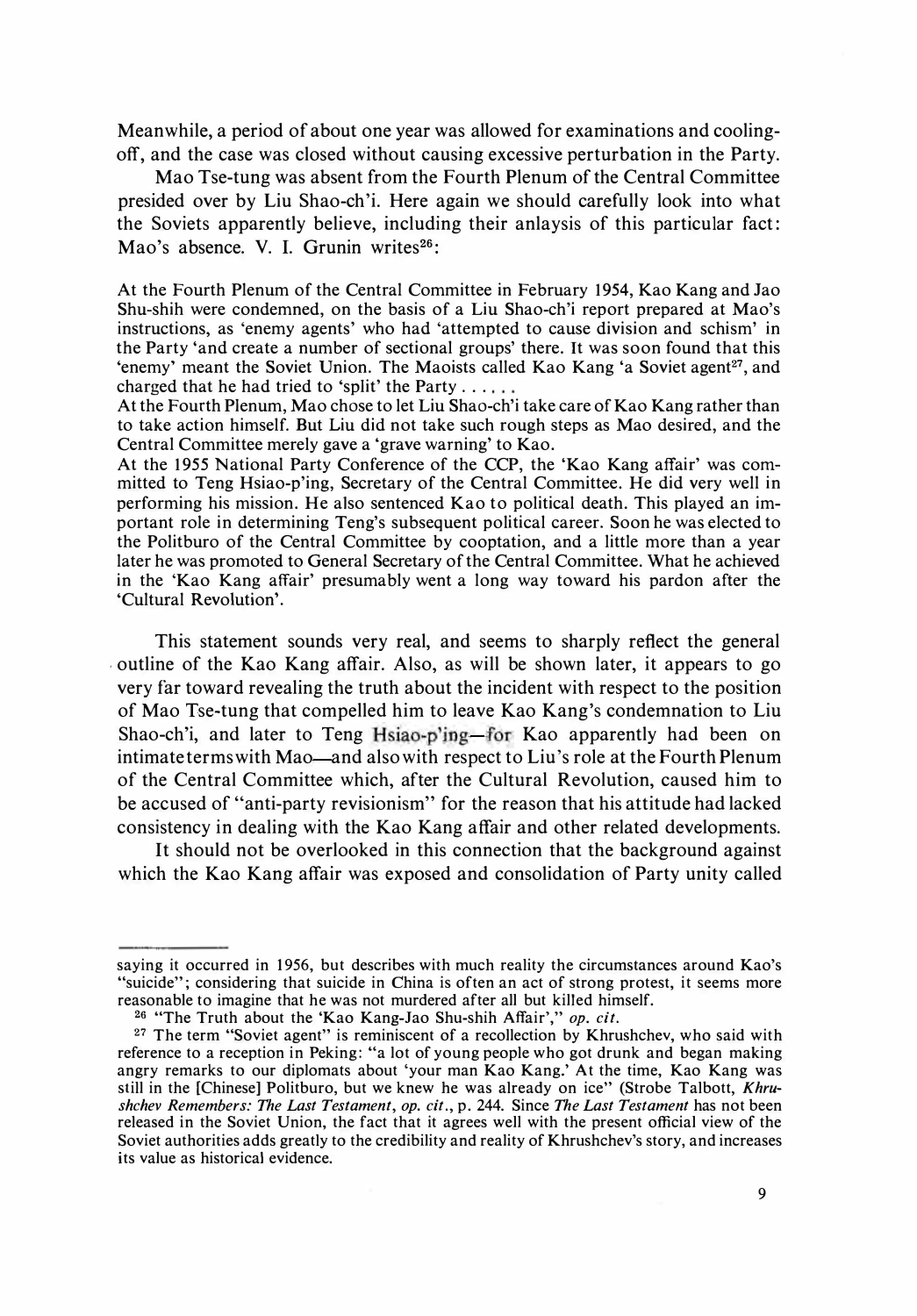Meanwhile, a period of about one year was allowed for examinations and cooling-off, and the case was closed without causing excessive perturbation in the Party.

Mao Tse-tung was absent from the Fourth Plenum of the Central Committee presided over by Liu Shao-ch'i. Here again we should carefully look into what the Soviets apparently believe, including their anlaysis of this particular fact: Mao's absence. V. I. Grunin writes[26]:

> At the Fourth Plenum of the Central Committee in February 1954, Kao Kang and Jao Shu-shih were condemned, on the basis of a Liu Shao-ch'i report prepared at Mao's instructions, as 'enemy agents' who had 'attempted to cause division and schism' in the Party 'and create a number of sectional groups' there. It was soon found that this 'enemy' meant the Soviet Union. The Maoists called Kao Kang 'a Soviet agent[27], and charged that he had tried to 'split' the Party . . . . . .
>
> At the Fourth Plenum, Mao chose to let Liu Shao-ch'i take care of Kao Kang rather than to take action himself. But Liu did not take such rough steps as Mao desired, and the Central Committee merely gave a 'grave warning' to Kao.
>
> At the 1955 National Party Conference of the CCP, the 'Kao Kang affair' was committed to Teng Hsiao-p'ing, Secretary of the Central Committee. He did very well in performing his mission. He also sentenced Kao to political death. This played an important role in determining Teng's subsequent political career. Soon he was elected to the Politburo of the Central Committee by cooptation, and a little more than a year later he was promoted to General Secretary of the Central Committee. What he achieved in the 'Kao Kang affair' presumably went a long way toward his pardon after the 'Cultural Revolution'.

This statement sounds very real, and seems to sharply reflect the general outline of the Kao Kang affair. Also, as will be shown later, it appears to go very far toward revealing the truth about the incident with respect to the position of Mao Tse-tung that compelled him to leave Kao Kang's condemnation to Liu Shao-ch'i, and later to Teng Hsiao-p'ing—for Kao apparently had been on intimate terms with Mao—and also with respect to Liu's role at the Fourth Plenum of the Central Committee which, after the Cultural Revolution, caused him to be accused of "anti-party revisionism" for the reason that his attitude had lacked consistency in dealing with the Kao Kang affair and other related developments.

It should not be overlooked in this connection that the background against which the Kao Kang affair was exposed and consolidation of Party unity called

---

saying it occurred in 1956, but describes with much reality the circumstances around Kao's "suicide"; considering that suicide in China is often an act of strong protest, it seems more reasonable to imagine that he was not murdered after all but killed himself.

[26] "The Truth about the 'Kao Kang-Jao Shu-shih Affair'," *op. cit.*

[27] The term "Soviet agent" is reminiscent of a recollection by Khrushchev, who said with reference to a reception in Peking: "a lot of young people who got drunk and began making angry remarks to our diplomats about 'your man Kao Kang.' At the time, Kao Kang was still in the [Chinese] Politburo, but we knew he was already on ice" (Strobe Talbott, *Khrushchev Remembers: The Last Testament*, *op. cit.*, p. 244. Since *The Last Testament* has not been released in the Soviet Union, the fact that it agrees well with the present official view of the Soviet authorities adds greatly to the credibility and reality of Khrushchev's story, and increases its value as historical evidence.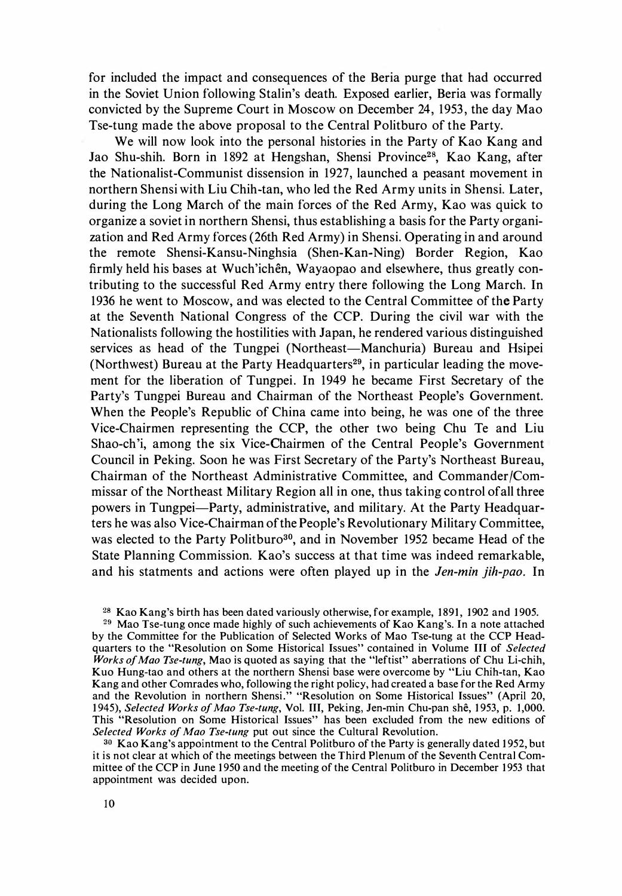for included the impact and consequences of the Beria purge that had occurred in the Soviet Union following Stalin's death. Exposed earlier, Beria was formally convicted by the Supreme Court in Moscow on December 24, 1953, the day Mao Tse-tung made the above proposal to the Central Politburo of the Party.

We will now look into the personal histories in the Party of Kao Kang and Jao Shu-shih. Born in 1892 at Hengshan, Shensi Province[28], Kao Kang, after the Nationalist-Communist dissension in 1927, launched a peasant movement in northern Shensi with Liu Chih-tan, who led the Red Army units in Shensi. Later, during the Long March of the main forces of the Red Army, Kao was quick to organize a soviet in northern Shensi, thus establishing a basis for the Party organization and Red Army forces (26th Red Army) in Shensi. Operating in and around the remote Shensi-Kansu-Ninghsia (Shen-Kan-Ning) Border Region, Kao firmly held his bases at Wuch'ichên, Wayaopao and elsewhere, thus greatly contributing to the successful Red Army entry there following the Long March. In 1936 he went to Moscow, and was elected to the Central Committee of the Party at the Seventh National Congress of the CCP. During the civil war with the Nationalists following the hostilities with Japan, he rendered various distinguished services as head of the Tungpei (Northeast—Manchuria) Bureau and Hsipei (Northwest) Bureau at the Party Headquarters[29], in particular leading the movement for the liberation of Tungpei. In 1949 he became First Secretary of the Party's Tungpei Bureau and Chairman of the Northeast People's Government. When the People's Republic of China came into being, he was one of the three Vice-Chairmen representing the CCP, the other two being Chu Te and Liu Shao-ch'i, among the six Vice-Chairmen of the Central People's Government Council in Peking. Soon he was First Secretary of the Party's Northeast Bureau, Chairman of the Northeast Administrative Committee, and Commander/Commissar of the Northeast Military Region all in one, thus taking control of all three powers in Tungpei—Party, administrative, and military. At the Party Headquarters he was also Vice-Chairman of the People's Revolutionary Military Committee, was elected to the Party Politburo[30], and in November 1952 became Head of the State Planning Commission. Kao's success at that time was indeed remarkable, and his statments and actions were often played up in the *Jen-min jih-pao*. In

[28] Kao Kang's birth has been dated variously otherwise, for example, 1891, 1902 and 1905.

[29] Mao Tse-tung once made highly of such achievements of Kao Kang's. In a note attached by the Committee for the Publication of Selected Works of Mao Tse-tung at the CCP Headquarters to the "Resolution on Some Historical Issues" contained in Volume III of *Selected Works of Mao Tse-tung*, Mao is quoted as saying that the "leftist" aberrations of Chu Li-chih, Kuo Hung-tao and others at the northern Shensi base were overcome by "Liu Chih-tan, Kao Kang and other Comrades who, following the right policy, had created a base for the Red Army and the Revolution in northern Shensi." "Resolution on Some Historical Issues" (April 20, 1945), *Selected Works of Mao Tse-tung*, Vol. III, Peking, Jen-min Chu-pan shê, 1953, p. 1,000. This "Resolution on Some Historical Issues" has been excluded from the new editions of *Selected Works of Mao Tse-tung* put out since the Cultural Revolution.

[30] Kao Kang's appointment to the Central Politburo of the Party is generally dated 1952, but it is not clear at which of the meetings between the Third Plenum of the Seventh Central Committee of the CCP in June 1950 and the meeting of the Central Politburo in December 1953 that appointment was decided upon.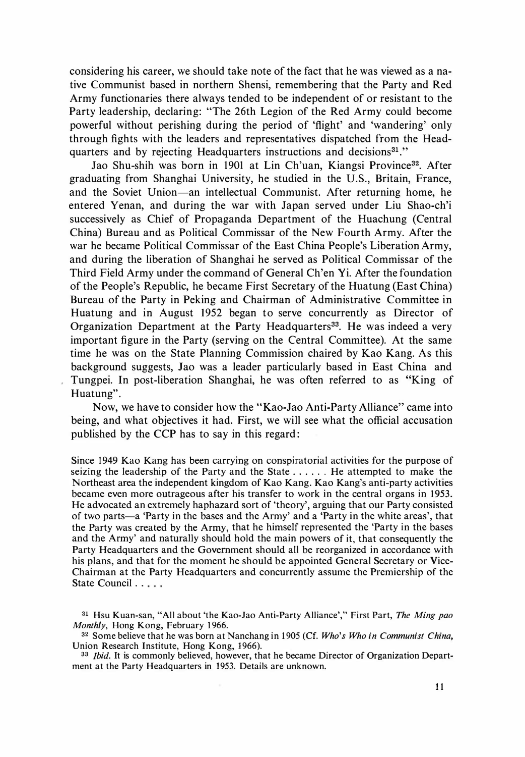considering his career, we should take note of the fact that he was viewed as a native Communist based in northern Shensi, remembering that the Party and Red Army functionaries there always tended to be independent of or resistant to the Party leadership, declaring: "The 26th Legion of the Red Army could become powerful without perishing during the period of 'flight' and 'wandering' only through fights with the leaders and representatives dispatched from the Headquarters and by rejecting Headquarters instructions and decisions[31]."

Jao Shu-shih was born in 1901 at Lin Ch'uan, Kiangsi Province[32]. After graduating from Shanghai University, he studied in the U.S., Britain, France, and the Soviet Union—an intellectual Communist. After returning home, he entered Yenan, and during the war with Japan served under Liu Shao-ch'i successively as Chief of Propaganda Department of the Huachung (Central China) Bureau and as Political Commissar of the New Fourth Army. After the war he became Political Commissar of the East China People's Liberation Army, and during the liberation of Shanghai he served as Political Commissar of the Third Field Army under the command of General Ch'en Yi. After the foundation of the People's Republic, he became First Secretary of the Huatung (East China) Bureau of the Party in Peking and Chairman of Administrative Committee in Huatung and in August 1952 began to serve concurrently as Director of Organization Department at the Party Headquarters[33]. He was indeed a very important figure in the Party (serving on the Central Committee). At the same time he was on the State Planning Commission chaired by Kao Kang. As this background suggests, Jao was a leader particularly based in East China and Tungpei. In post-liberation Shanghai, he was often referred to as "King of Huatung".

Now, we have to consider how the "Kao-Jao Anti-Party Alliance" came into being, and what objectives it had. First, we will see what the official accusation published by the CCP has to say in this regard:

> Since 1949 Kao Kang has been carrying on conspiratorial activities for the purpose of seizing the leadership of the Party and the State . . . . . . He attempted to make the Northeast area the independent kingdom of Kao Kang. Kao Kang's anti-party activities became even more outrageous after his transfer to work in the central organs in 1953. He advocated an extremely haphazard sort of 'theory', arguing that our Party consisted of two parts—a 'Party in the bases and the Army' and a 'Party in the white areas', that the Party was created by the Army, that he himself represented the 'Party in the bases and the Army' and naturally should hold the main powers of it, that consequently the Party Headquarters and the Government should all be reorganized in accordance with his plans, and that for the moment he should be appointed General Secretary or Vice-Chairman at the Party Headquarters and concurrently assume the Premiership of the State Council . . . . .

---

[31] Hsu Kuan-san, "All about 'the Kao-Jao Anti-Party Alliance'," First Part, *The Ming pao Monthly*, Hong Kong, February 1966.

[32] Some believe that he was born at Nanchang in 1905 (Cf. *Who's Who in Communist China*, Union Research Institute, Hong Kong, 1966).

[33] *Ibid.* It is commonly believed, however, that he became Director of Organization Department at the Party Headquarters in 1953. Details are unknown.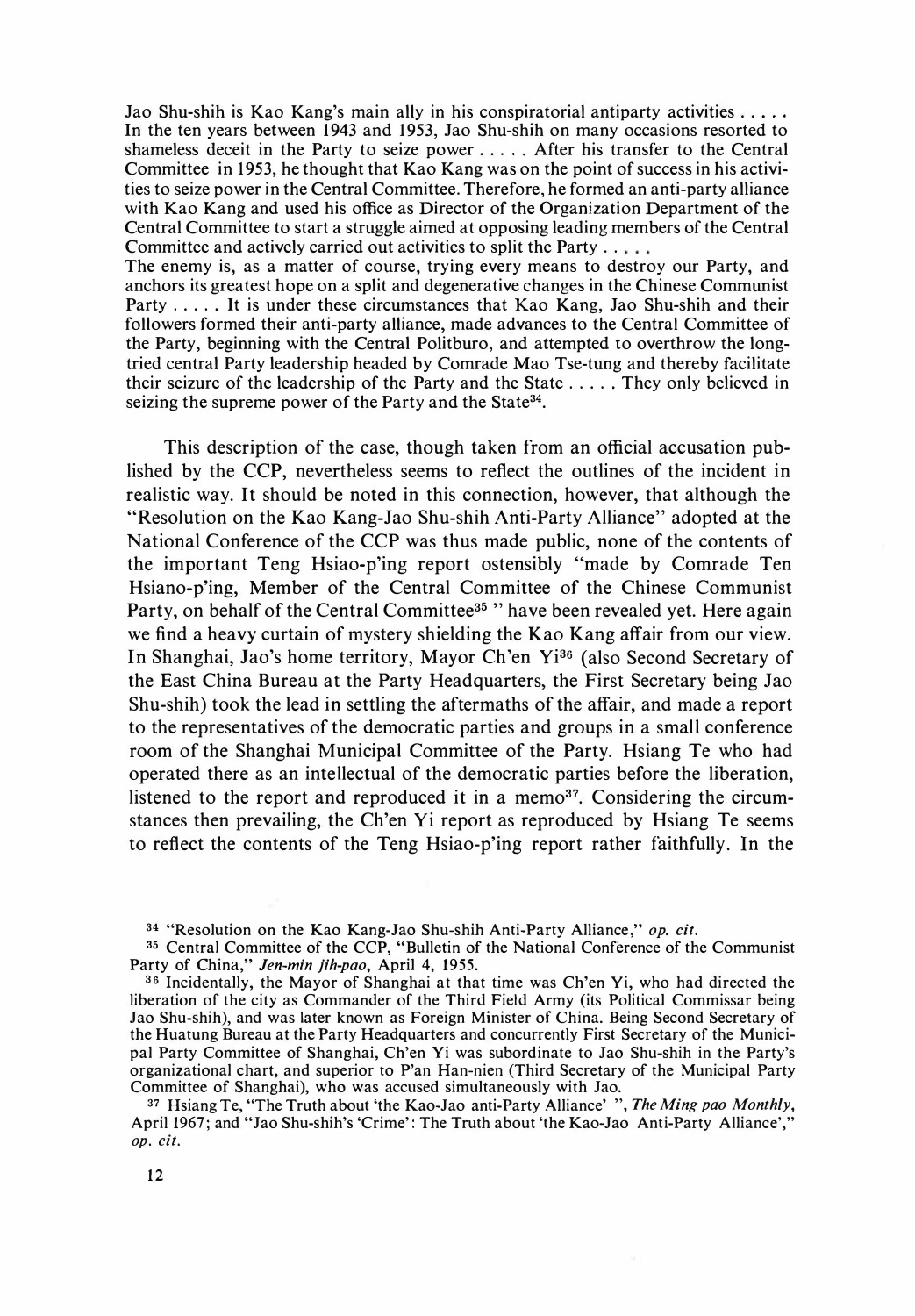> Jao Shu-shih is Kao Kang's main ally in his conspiratorial antiparty activities . . . . . In the ten years between 1943 and 1953, Jao Shu-shih on many occasions resorted to shameless deceit in the Party to seize power . . . . . After his transfer to the Central Committee in 1953, he thought that Kao Kang was on the point of success in his activities to seize power in the Central Committee. Therefore, he formed an anti-party alliance with Kao Kang and used his office as Director of the Organization Department of the Central Committee to start a struggle aimed at opposing leading members of the Central Committee and actively carried out activities to split the Party . . . . .
> The enemy is, as a matter of course, trying every means to destroy our Party, and anchors its greatest hope on a split and degenerative changes in the Chinese Communist Party . . . . . It is under these circumstances that Kao Kang, Jao Shu-shih and their followers formed their anti-party alliance, made advances to the Central Committee of the Party, beginning with the Central Politburo, and attempted to overthrow the long-tried central Party leadership headed by Comrade Mao Tse-tung and thereby facilitate their seizure of the leadership of the Party and the State . . . . . They only believed in seizing the supreme power of the Party and the State[34].

This description of the case, though taken from an official accusation published by the CCP, nevertheless seems to reflect the outlines of the incident in realistic way. It should be noted in this connection, however, that although the "Resolution on the Kao Kang-Jao Shu-shih Anti-Party Alliance" adopted at the National Conference of the CCP was thus made public, none of the contents of the important Teng Hsiao-p'ing report ostensibly "made by Comrade Ten Hsiano-p'ing, Member of the Central Committee of the Chinese Communist Party, on behalf of the Central Committee[35] " have been revealed yet. Here again we find a heavy curtain of mystery shielding the Kao Kang affair from our view. In Shanghai, Jao's home territory, Mayor Ch'en Yi[36] (also Second Secretary of the East China Bureau at the Party Headquarters, the First Secretary being Jao Shu-shih) took the lead in settling the aftermaths of the affair, and made a report to the representatives of the democratic parties and groups in a small conference room of the Shanghai Municipal Committee of the Party. Hsiang Te who had operated there as an intellectual of the democratic parties before the liberation, listened to the report and reproduced it in a memo[37]. Considering the circumstances then prevailing, the Ch'en Yi report as reproduced by Hsiang Te seems to reflect the contents of the Teng Hsiao-p'ing report rather faithfully. In the

[34] "Resolution on the Kao Kang-Jao Shu-shih Anti-Party Alliance," *op. cit.*

[35] Central Committee of the CCP, "Bulletin of the National Conference of the Communist Party of China," *Jen-min jih-pao*, April 4, 1955.

[36] Incidentally, the Mayor of Shanghai at that time was Ch'en Yi, who had directed the liberation of the city as Commander of the Third Field Army (its Political Commissar being Jao Shu-shih), and was later known as Foreign Minister of China. Being Second Secretary of the Huatung Bureau at the Party Headquarters and concurrently First Secretary of the Municipal Party Committee of Shanghai, Ch'en Yi was subordinate to Jao Shu-shih in the Party's organizational chart, and superior to P'an Han-nien (Third Secretary of the Municipal Party Committee of Shanghai), who was accused simultaneously with Jao.

[37] Hsiang Te, "The Truth about 'the Kao-Jao anti-Party Alliance' ", *The Ming pao Monthly*, April 1967; and "Jao Shu-shih's 'Crime': The Truth about 'the Kao-Jao Anti-Party Alliance'," *op. cit.*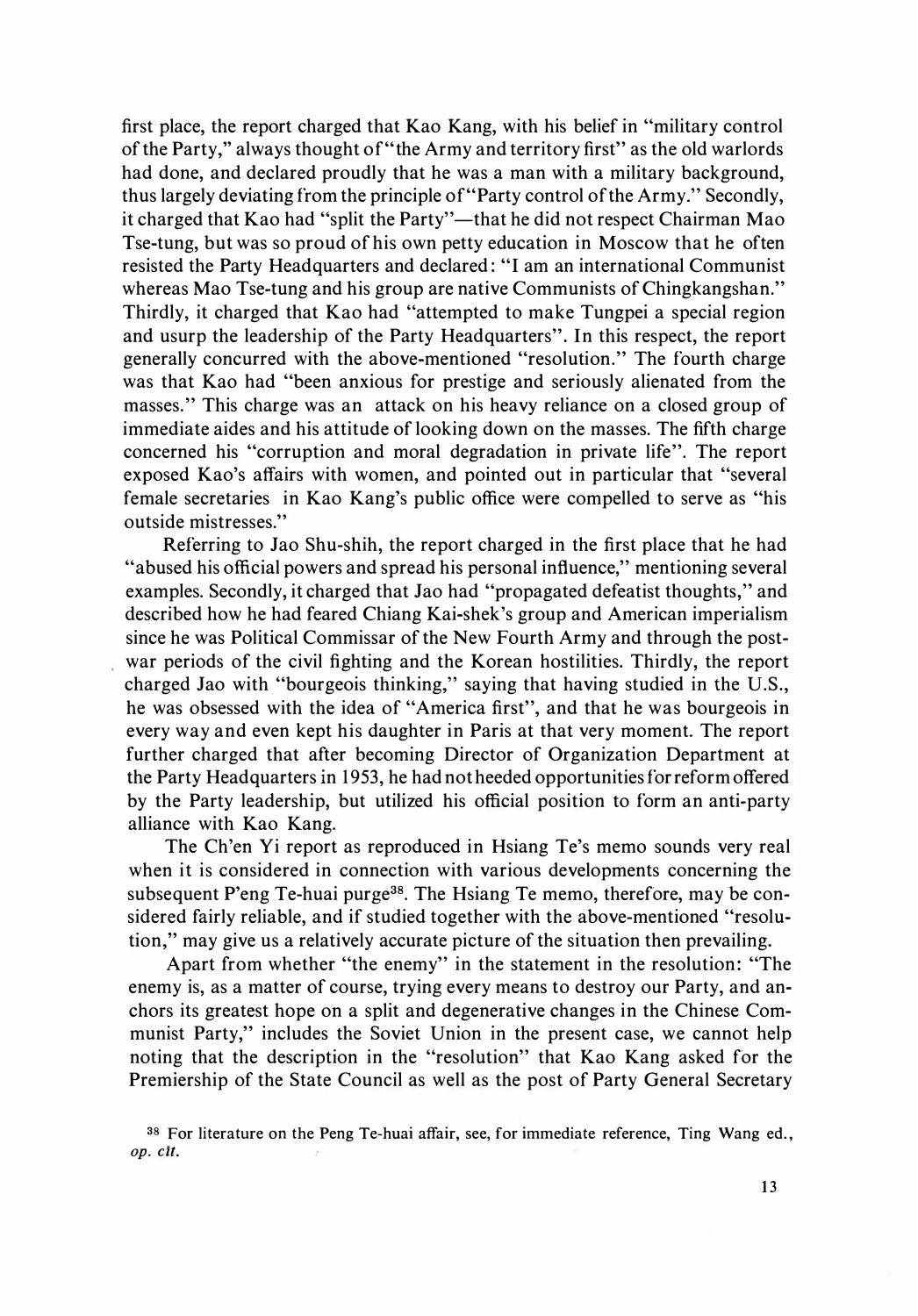first place, the report charged that Kao Kang, with his belief in "military control of the Party," always thought of "the Army and territory first" as the old warlords had done, and declared proudly that he was a man with a military background, thus largely deviating from the principle of "Party control of the Army." Secondly, it charged that Kao had "split the Party"—that he did not respect Chairman Mao Tse-tung, but was so proud of his own petty education in Moscow that he often resisted the Party Headquarters and declared: "I am an international Communist whereas Mao Tse-tung and his group are native Communists of Chingkangshan." Thirdly, it charged that Kao had "attempted to make Tungpei a special region and usurp the leadership of the Party Headquarters". In this respect, the report generally concurred with the above-mentioned "resolution." The fourth charge was that Kao had "been anxious for prestige and seriously alienated from the masses." This charge was an attack on his heavy reliance on a closed group of immediate aides and his attitude of looking down on the masses. The fifth charge concerned his "corruption and moral degradation in private life". The report exposed Kao's affairs with women, and pointed out in particular that "several female secretaries in Kao Kang's public office were compelled to serve as "his outside mistresses."

Referring to Jao Shu-shih, the report charged in the first place that he had "abused his official powers and spread his personal influence," mentioning several examples. Secondly, it charged that Jao had "propagated defeatist thoughts," and described how he had feared Chiang Kai-shek's group and American imperialism since he was Political Commissar of the New Fourth Army and through the post-war periods of the civil fighting and the Korean hostilities. Thirdly, the report charged Jao with "bourgeois thinking," saying that having studied in the U.S., he was obsessed with the idea of "America first", and that he was bourgeois in every way and even kept his daughter in Paris at that very moment. The report further charged that after becoming Director of Organization Department at the Party Headquarters in 1953, he had not heeded opportunities for reform offered by the Party leadership, but utilized his official position to form an anti-party alliance with Kao Kang.

The Ch'en Yi report as reproduced in Hsiang Te's memo sounds very real when it is considered in connection with various developments concerning the subsequent P'eng Te-huai purge[38]. The Hsiang Te memo, therefore, may be considered fairly reliable, and if studied together with the above-mentioned "resolution," may give us a relatively accurate picture of the situation then prevailing.

Apart from whether "the enemy" in the statement in the resolution: "The enemy is, as a matter of course, trying every means to destroy our Party, and anchors its greatest hope on a split and degenerative changes in the Chinese Communist Party," includes the Soviet Union in the present case, we cannot help noting that the description in the "resolution" that Kao Kang asked for the Premiership of the State Council as well as the post of Party General Secretary

[38] For literature on the Peng Te-huai affair, see, for immediate reference, Ting Wang ed., *op. cit.*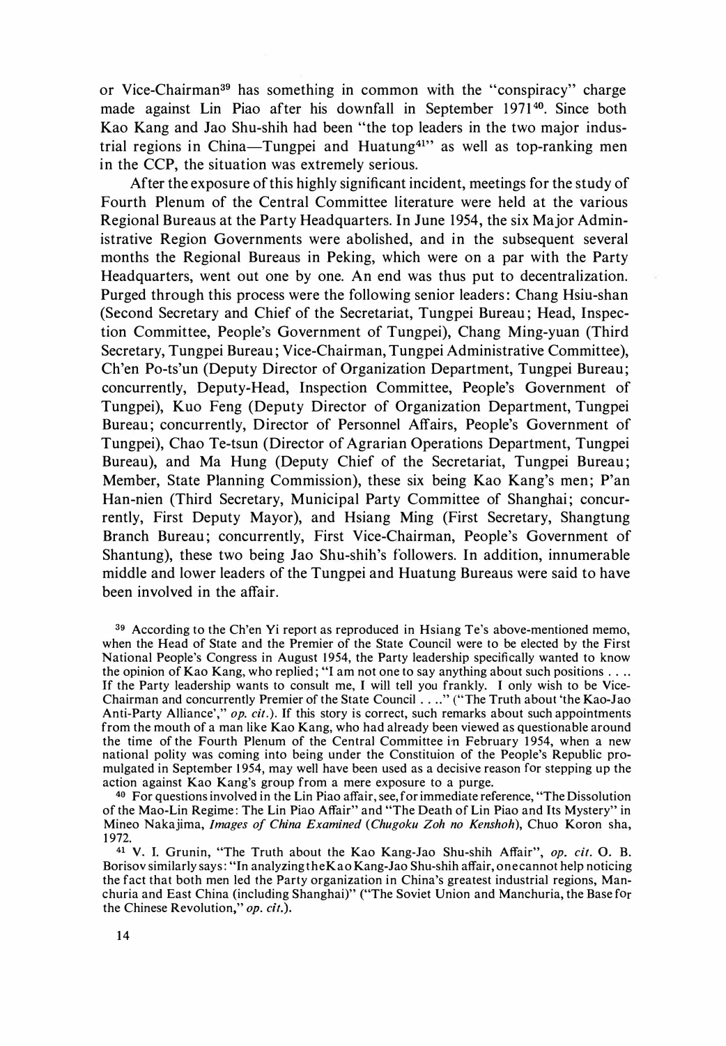or Vice-Chairman[39] has something in common with the "conspiracy" charge made against Lin Piao after his downfall in September 1971[40]. Since both Kao Kang and Jao Shu-shih had been "the top leaders in the two major industrial regions in China—Tungpei and Huatung[41]" as well as top-ranking men in the CCP, the situation was extremely serious.

After the exposure of this highly significant incident, meetings for the study of Fourth Plenum of the Central Committee literature were held at the various Regional Bureaus at the Party Headquarters. In June 1954, the six Major Administrative Region Governments were abolished, and in the subsequent several months the Regional Bureaus in Peking, which were on a par with the Party Headquarters, went out one by one. An end was thus put to decentralization. Purged through this process were the following senior leaders: Chang Hsiu-shan (Second Secretary and Chief of the Secretariat, Tungpei Bureau; Head, Inspection Committee, People's Government of Tungpei), Chang Ming-yuan (Third Secretary, Tungpei Bureau; Vice-Chairman, Tungpei Administrative Committee), Ch'en Po-ts'un (Deputy Director of Organization Department, Tungpei Bureau; concurrently, Deputy-Head, Inspection Committee, People's Government of Tungpei), Kuo Feng (Deputy Director of Organization Department, Tungpei Bureau; concurrently, Director of Personnel Affairs, People's Government of Tungpei), Chao Te-tsun (Director of Agrarian Operations Department, Tungpei Bureau), and Ma Hung (Deputy Chief of the Secretariat, Tungpei Bureau; Member, State Planning Commission), these six being Kao Kang's men; P'an Han-nien (Third Secretary, Municipal Party Committee of Shanghai; concurrently, First Deputy Mayor), and Hsiang Ming (First Secretary, Shangtung Branch Bureau; concurrently, First Vice-Chairman, People's Government of Shantung), these two being Jao Shu-shih's followers. In addition, innumerable middle and lower leaders of the Tungpei and Huatung Bureaus were said to have been involved in the affair.

[39] According to the Ch'en Yi report as reproduced in Hsiang Te's above-mentioned memo, when the Head of State and the Premier of the State Council were to be elected by the First National People's Congress in August 1954, the Party leadership specifically wanted to know the opinion of Kao Kang, who replied; "I am not one to say anything about such positions . . .. If the Party leadership wants to consult me, I will tell you frankly. I only wish to be Vice-Chairman and concurrently Premier of the State Council . . .." ("The Truth about 'the Kao-Jao Anti-Party Alliance'," *op. cit.*). If this story is correct, such remarks about such appointments from the mouth of a man like Kao Kang, who had already been viewed as questionable around the time of the Fourth Plenum of the Central Committee in February 1954, when a new national polity was coming into being under the Constituion of the People's Republic promulgated in September 1954, may well have been used as a decisive reason for stepping up the action against Kao Kang's group from a mere exposure to a purge.

[40] For questions involved in the Lin Piao affair, see, for immediate reference, "The Dissolution of the Mao-Lin Regime: The Lin Piao Affair" and "The Death of Lin Piao and Its Mystery" in Mineo Nakajima, *Images of China Examined (Chugoku Zoh no Kenshoh)*, Chuo Koron sha, 1972.

[41] V. I. Grunin, "The Truth about the Kao Kang-Jao Shu-shih Affair", *op. cit.* O. B. Borisov similarly says: "In analyzing the Kao Kang-Jao Shu-shih affair, one cannot help noticing the fact that both men led the Party organization in China's greatest industrial regions, Manchuria and East China (including Shanghai)" ("The Soviet Union and Manchuria, the Base for the Chinese Revolution," *op. cit.*).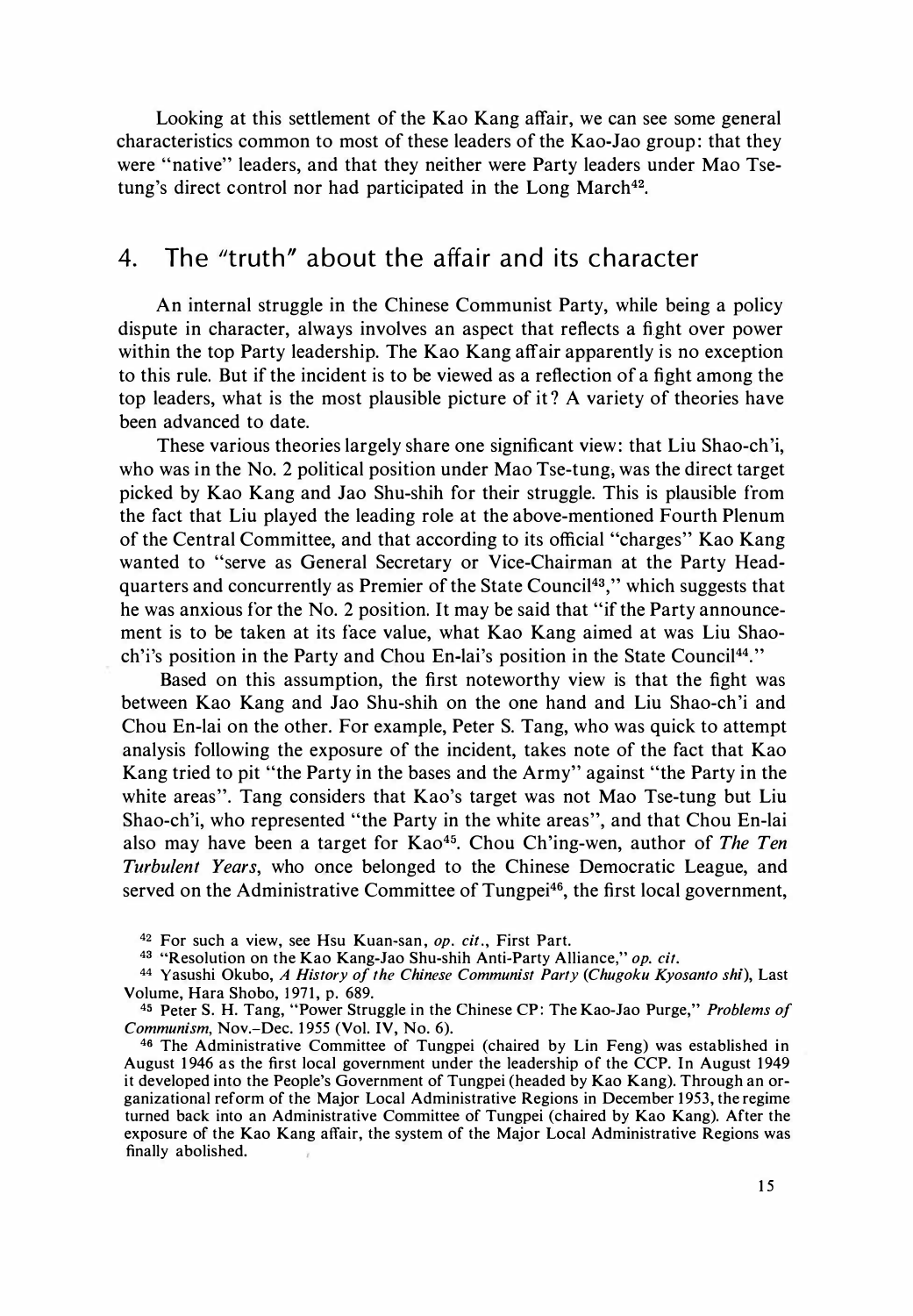Looking at this settlement of the Kao Kang affair, we can see some general characteristics common to most of these leaders of the Kao-Jao group: that they were "native" leaders, and that they neither were Party leaders under Mao Tse-tung's direct control nor had participated in the Long March[42].

## 4. The "truth" about the affair and its character

An internal struggle in the Chinese Communist Party, while being a policy dispute in character, always involves an aspect that reflects a fight over power within the top Party leadership. The Kao Kang affair apparently is no exception to this rule. But if the incident is to be viewed as a reflection of a fight among the top leaders, what is the most plausible picture of it? A variety of theories have been advanced to date.

These various theories largely share one significant view: that Liu Shao-ch'i, who was in the No. 2 political position under Mao Tse-tung, was the direct target picked by Kao Kang and Jao Shu-shih for their struggle. This is plausible from the fact that Liu played the leading role at the above-mentioned Fourth Plenum of the Central Committee, and that according to its official "charges" Kao Kang wanted to "serve as General Secretary or Vice-Chairman at the Party Headquarters and concurrently as Premier of the State Council[43]," which suggests that he was anxious for the No. 2 position. It may be said that "if the Party announcement is to be taken at its face value, what Kao Kang aimed at was Liu Shao-ch'i's position in the Party and Chou En-lai's position in the State Council[44]."

Based on this assumption, the first noteworthy view is that the fight was between Kao Kang and Jao Shu-shih on the one hand and Liu Shao-ch'i and Chou En-lai on the other. For example, Peter S. Tang, who was quick to attempt analysis following the exposure of the incident, takes note of the fact that Kao Kang tried to pit "the Party in the bases and the Army" against "the Party in the white areas". Tang considers that Kao's target was not Mao Tse-tung but Liu Shao-ch'i, who represented "the Party in the white areas", and that Chou En-lai also may have been a target for Kao[45]. Chou Ch'ing-wen, author of *The Ten Turbulent Years*, who once belonged to the Chinese Democratic League, and served on the Administrative Committee of Tungpei[46], the first local government,

---

[42] For such a view, see Hsu Kuan-san, *op. cit.*, First Part.

[43] "Resolution on the Kao Kang-Jao Shu-shih Anti-Party Alliance," *op. cit.*

[44] Yasushi Okubo, *A History of the Chinese Communist Party* (*Chugoku Kyosanto shi*), Last Volume, Hara Shobo, 1971, p. 689.

[45] Peter S. H. Tang, "Power Struggle in the Chinese CP: The Kao-Jao Purge," *Problems of Communism*, Nov.–Dec. 1955 (Vol. IV, No. 6).

[46] The Administrative Committee of Tungpei (chaired by Lin Feng) was established in August 1946 as the first local government under the leadership of the CCP. In August 1949 it developed into the People's Government of Tungpei (headed by Kao Kang). Through an organizational reform of the Major Local Administrative Regions in December 1953, the regime turned back into an Administrative Committee of Tungpei (chaired by Kao Kang). After the exposure of the Kao Kang affair, the system of the Major Local Administrative Regions was finally abolished.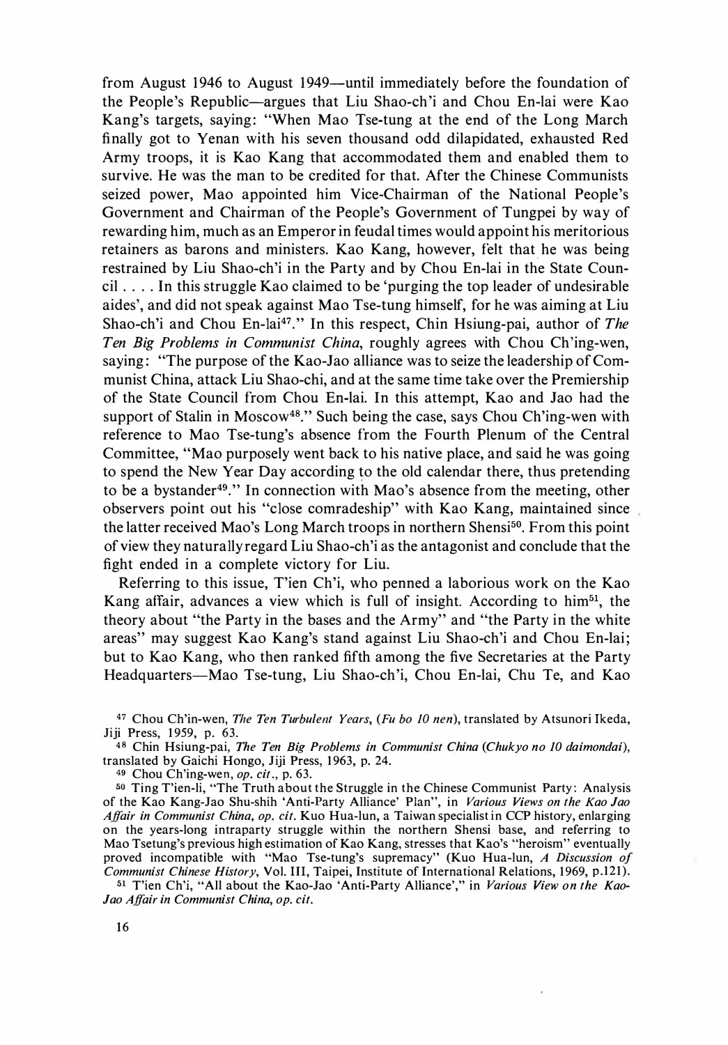from August 1946 to August 1949—until immediately before the foundation of the People's Republic—argues that Liu Shao-ch'i and Chou En-lai were Kao Kang's targets, saying: "When Mao Tse-tung at the end of the Long March finally got to Yenan with his seven thousand odd dilapidated, exhausted Red Army troops, it is Kao Kang that accommodated them and enabled them to survive. He was the man to be credited for that. After the Chinese Communists seized power, Mao appointed him Vice-Chairman of the National People's Government and Chairman of the People's Government of Tungpei by way of rewarding him, much as an Emperor in feudal times would appoint his meritorious retainers as barons and ministers. Kao Kang, however, felt that he was being restrained by Liu Shao-ch'i in the Party and by Chou En-lai in the State Council . . . . In this struggle Kao claimed to be 'purging the top leader of undesirable aides', and did not speak against Mao Tse-tung himself, for he was aiming at Liu Shao-ch'i and Chou En-lai[47]." In this respect, Chin Hsiung-pai, author of *The Ten Big Problems in Communist China*, roughly agrees with Chou Ch'ing-wen, saying: "The purpose of the Kao-Jao alliance was to seize the leadership of Communist China, attack Liu Shao-chi, and at the same time take over the Premiership of the State Council from Chou En-lai. In this attempt, Kao and Jao had the support of Stalin in Moscow[48]." Such being the case, says Chou Ch'ing-wen with reference to Mao Tse-tung's absence from the Fourth Plenum of the Central Committee, "Mao purposely went back to his native place, and said he was going to spend the New Year Day according to the old calendar there, thus pretending to be a bystander[49]." In connection with Mao's absence from the meeting, other observers point out his "close comradeship" with Kao Kang, maintained since the latter received Mao's Long March troops in northern Shensi[50]. From this point of view they naturally regard Liu Shao-ch'i as the antagonist and conclude that the fight ended in a complete victory for Liu.

Referring to this issue, T'ien Ch'i, who penned a laborious work on the Kao Kang affair, advances a view which is full of insight. According to him[51], the theory about "the Party in the bases and the Army" and "the Party in the white areas" may suggest Kao Kang's stand against Liu Shao-ch'i and Chou En-lai; but to Kao Kang, who then ranked fifth among the five Secretaries at the Party Headquarters—Mao Tse-tung, Liu Shao-ch'i, Chou En-lai, Chu Te, and Kao

[47] Chou Ch'in-wen, *The Ten Turbulent Years*, (*Fu bo 10 nen*), translated by Atsunori Ikeda, Jiji Press, 1959, p. 63.

[48] Chin Hsiung-pai, *The Ten Big Problems in Communist China* (*Chukyo no 10 daimondai*), translated by Gaichi Hongo, Jiji Press, 1963, p. 24.

[49] Chou Ch'ing-wen, *op. cit.*, p. 63.

[50] Ting T'ien-li, "The Truth about the Struggle in the Chinese Communist Party: Analysis of the Kao Kang-Jao Shu-shih 'Anti-Party Alliance' Plan", in *Various Views on the Kao Jao Affair in Communist China, op. cit.* Kuo Hua-lun, a Taiwan specialist in CCP history, enlarging on the years-long intraparty struggle within the northern Shensi base, and referring to Mao Tsetung's previous high estimation of Kao Kang, stresses that Kao's "heroism" eventually proved incompatible with "Mao Tse-tung's supremacy" (Kuo Hua-lun, *A Discussion of Communist Chinese History*, Vol. III, Taipei, Institute of International Relations, 1969, p.121).

[51] T'ien Ch'i, "All about the Kao-Jao 'Anti-Party Alliance'," in *Various View on the Kao-Jao Affair in Communist China, op. cit.*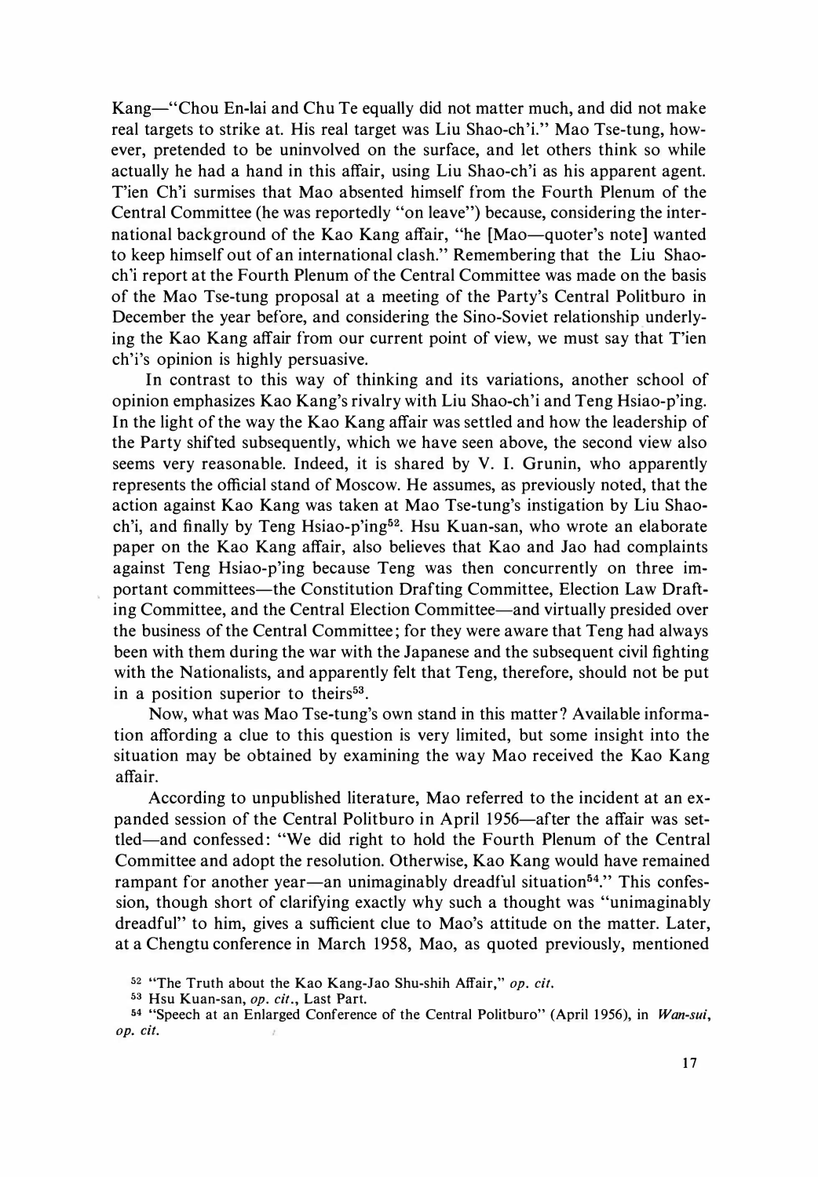Kang—"Chou En-lai and Chu Te equally did not matter much, and did not make real targets to strike at. His real target was Liu Shao-ch'i." Mao Tse-tung, however, pretended to be uninvolved on the surface, and let others think so while actually he had a hand in this affair, using Liu Shao-ch'i as his apparent agent. T'ien Ch'i surmises that Mao absented himself from the Fourth Plenum of the Central Committee (he was reportedly "on leave") because, considering the international background of the Kao Kang affair, "he [Mao—quoter's note] wanted to keep himself out of an international clash." Remembering that the Liu Shao-ch'i report at the Fourth Plenum of the Central Committee was made on the basis of the Mao Tse-tung proposal at a meeting of the Party's Central Politburo in December the year before, and considering the Sino-Soviet relationship underlying the Kao Kang affair from our current point of view, we must say that T'ien ch'i's opinion is highly persuasive.

In contrast to this way of thinking and its variations, another school of opinion emphasizes Kao Kang's rivalry with Liu Shao-ch'i and Teng Hsiao-p'ing. In the light of the way the Kao Kang affair was settled and how the leadership of the Party shifted subsequently, which we have seen above, the second view also seems very reasonable. Indeed, it is shared by V. I. Grunin, who apparently represents the official stand of Moscow. He assumes, as previously noted, that the action against Kao Kang was taken at Mao Tse-tung's instigation by Liu Shao-ch'i, and finally by Teng Hsiao-p'ing[52]. Hsu Kuan-san, who wrote an elaborate paper on the Kao Kang affair, also believes that Kao and Jao had complaints against Teng Hsiao-p'ing because Teng was then concurrently on three important committees—the Constitution Drafting Committee, Election Law Drafting Committee, and the Central Election Committee—and virtually presided over the business of the Central Committee; for they were aware that Teng had always been with them during the war with the Japanese and the subsequent civil fighting with the Nationalists, and apparently felt that Teng, therefore, should not be put in a position superior to theirs[53].

Now, what was Mao Tse-tung's own stand in this matter? Available information affording a clue to this question is very limited, but some insight into the situation may be obtained by examining the way Mao received the Kao Kang affair.

According to unpublished literature, Mao referred to the incident at an expanded session of the Central Politburo in April 1956—after the affair was settled—and confessed: "We did right to hold the Fourth Plenum of the Central Committee and adopt the resolution. Otherwise, Kao Kang would have remained rampant for another year—an unimaginably dreadful situation[54]." This confession, though short of clarifying exactly why such a thought was "unimaginably dreadful" to him, gives a sufficient clue to Mao's attitude on the matter. Later, at a Chengtu conference in March 1958, Mao, as quoted previously, mentioned

[52] "The Truth about the Kao Kang-Jao Shu-shih Affair," *op. cit.*

[53] Hsu Kuan-san, *op. cit.*, Last Part.

[54] "Speech at an Enlarged Conference of the Central Politburo" (April 1956), in *Wan-sui*, *op. cit.*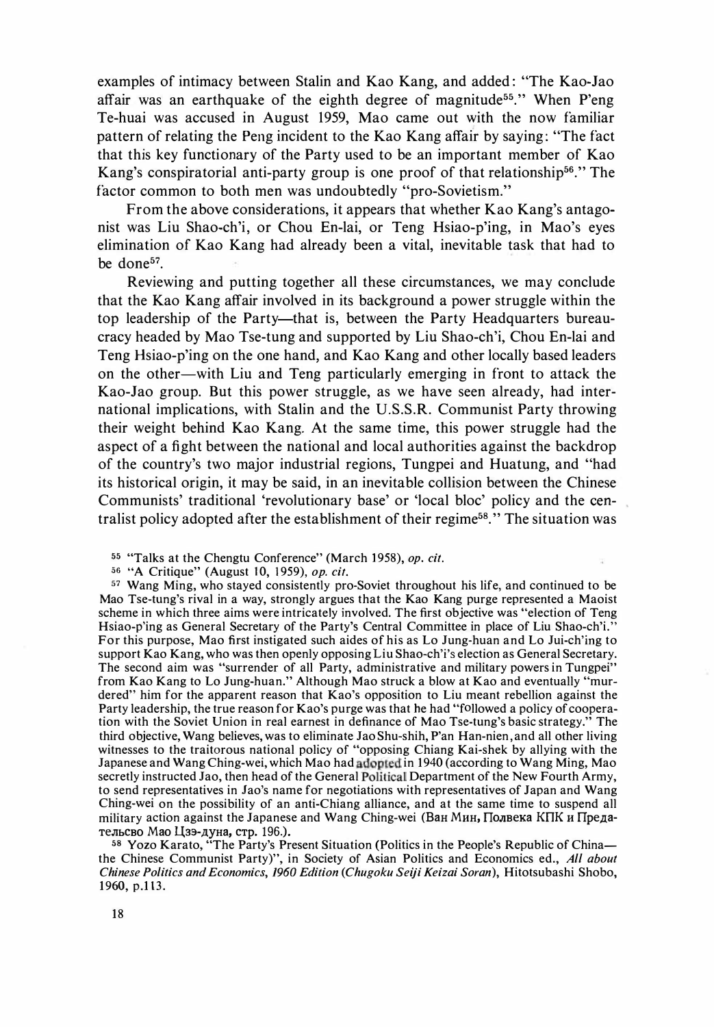examples of intimacy between Stalin and Kao Kang, and added: "The Kao-Jao affair was an earthquake of the eighth degree of magnitude[55]." When P'eng Te-huai was accused in August 1959, Mao came out with the now familiar pattern of relating the Peng incident to the Kao Kang affair by saying: "The fact that this key functionary of the Party used to be an important member of Kao Kang's conspiratorial anti-party group is one proof of that relationship[56]." The factor common to both men was undoubtedly "pro-Sovietism."

From the above considerations, it appears that whether Kao Kang's antagonist was Liu Shao-ch'i, or Chou En-lai, or Teng Hsiao-p'ing, in Mao's eyes elimination of Kao Kang had already been a vital, inevitable task that had to be done[57].

Reviewing and putting together all these circumstances, we may conclude that the Kao Kang affair involved in its background a power struggle within the top leadership of the Party—that is, between the Party Headquarters bureaucracy headed by Mao Tse-tung and supported by Liu Shao-ch'i, Chou En-lai and Teng Hsiao-p'ing on the one hand, and Kao Kang and other locally based leaders on the other—with Liu and Teng particularly emerging in front to attack the Kao-Jao group. But this power struggle, as we have seen already, had international implications, with Stalin and the U.S.S.R. Communist Party throwing their weight behind Kao Kang. At the same time, this power struggle had the aspect of a fight between the national and local authorities against the backdrop of the country's two major industrial regions, Tungpei and Huatung, and "had its historical origin, it may be said, in an inevitable collision between the Chinese Communists' traditional 'revolutionary base' or 'local bloc' policy and the centralist policy adopted after the establishment of their regime[58]." The situation was

[55] "Talks at the Chengtu Conference" (March 1958), *op. cit.*

[56] "A Critique" (August 10, 1959), *op. cit.*

[57] Wang Ming, who stayed consistently pro-Soviet throughout his life, and continued to be Mao Tse-tung's rival in a way, strongly argues that the Kao Kang purge represented a Maoist scheme in which three aims were intricately involved. The first objective was "election of Teng Hsiao-p'ing as General Secretary of the Party's Central Committee in place of Liu Shao-ch'i." For this purpose, Mao first instigated such aides of his as Lo Jung-huan and Lo Jui-ch'ing to support Kao Kang, who was then openly opposing Liu Shao-ch'i's election as General Secretary. The second aim was "surrender of all Party, administrative and military powers in Tungpei" from Kao Kang to Lo Jung-huan." Although Mao struck a blow at Kao and eventually "murdered" him for the apparent reason that Kao's opposition to Liu meant rebellion against the Party leadership, the true reason for Kao's purge was that he had "followed a policy of cooperation with the Soviet Union in real earnest in definance of Mao Tse-tung's basic strategy." The third objective, Wang believes, was to eliminate Jao Shu-shih, P'an Han-nien, and all other living witnesses to the traitorous national policy of "opposing Chiang Kai-shek by allying with the Japanese and Wang Ching-wei, which Mao had adopted in 1940 (according to Wang Ming, Mao secretly instructed Jao, then head of the General Political Department of the New Fourth Army, to send representatives in Jao's name for negotiations with representatives of Japan and Wang Ching-wei on the possibility of an anti-Chiang alliance, and at the same time to suspend all military action against the Japanese and Wang Ching-wei (Ван Мин, Полвека КПК и Предательсво Мао Цзэ-дуна, стр. 196.).

[58] Yozo Karato, "The Party's Present Situation (Politics in the People's Republic of China—the Chinese Communist Party)", in Society of Asian Politics and Economics ed., *All about Chinese Politics and Economics, 1960 Edition* (*Chugoku Seiji Keizai Soran*), Hitotsubashi Shobo, 1960, p.113.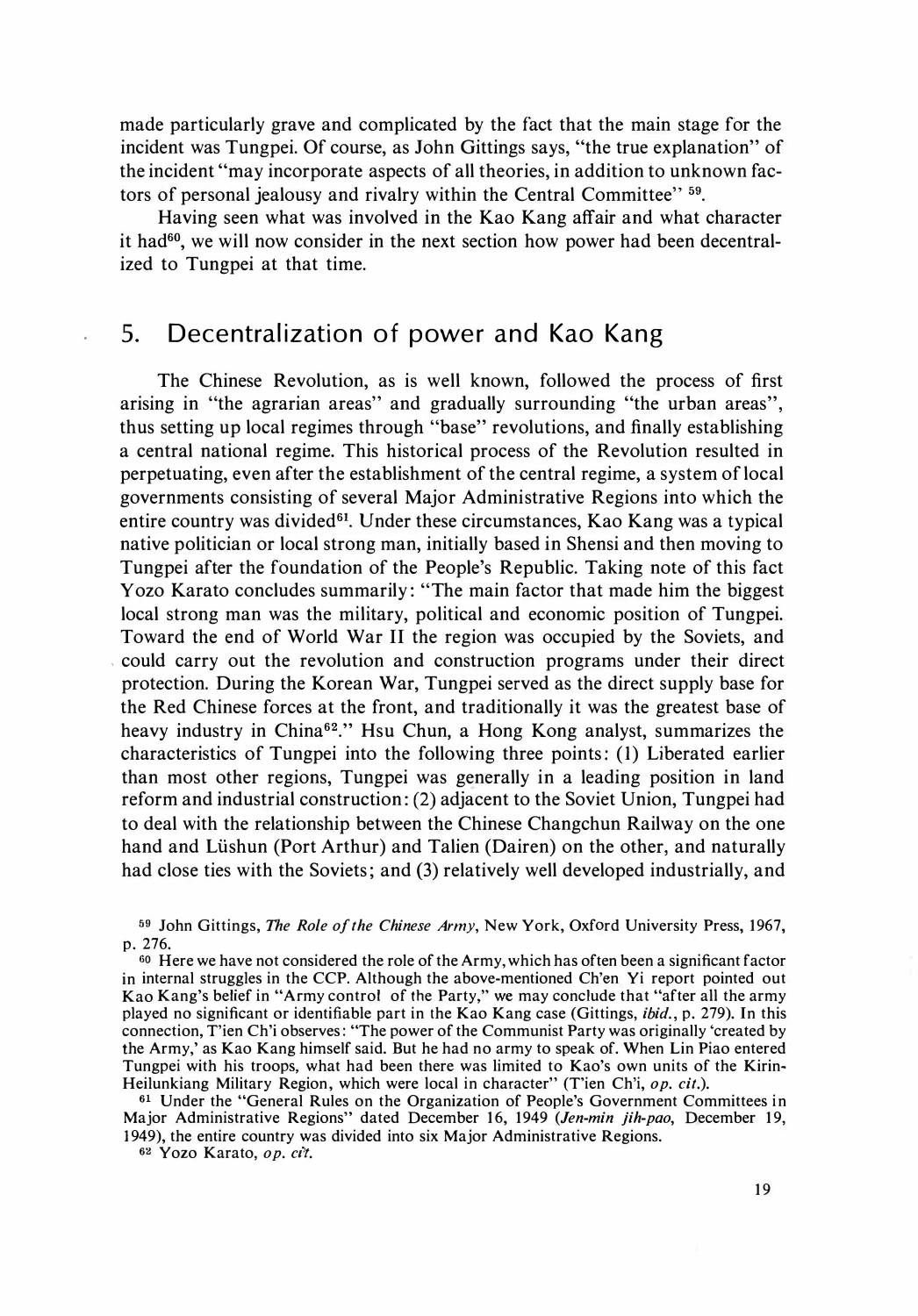made particularly grave and complicated by the fact that the main stage for the incident was Tungpei. Of course, as John Gittings says, "the true explanation" of the incident "may incorporate aspects of all theories, in addition to unknown factors of personal jealousy and rivalry within the Central Committee" [59].

Having seen what was involved in the Kao Kang affair and what character it had[60], we will now consider in the next section how power had been decentralized to Tungpei at that time.

## 5. Decentralization of power and Kao Kang

The Chinese Revolution, as is well known, followed the process of first arising in "the agrarian areas" and gradually surrounding "the urban areas", thus setting up local regimes through "base" revolutions, and finally establishing a central national regime. This historical process of the Revolution resulted in perpetuating, even after the establishment of the central regime, a system of local governments consisting of several Major Administrative Regions into which the entire country was divided[61]. Under these circumstances, Kao Kang was a typical native politician or local strong man, initially based in Shensi and then moving to Tungpei after the foundation of the People's Republic. Taking note of this fact Yozo Karato concludes summarily: "The main factor that made him the biggest local strong man was the military, political and economic position of Tungpei. Toward the end of World War II the region was occupied by the Soviets, and could carry out the revolution and construction programs under their direct protection. During the Korean War, Tungpei served as the direct supply base for the Red Chinese forces at the front, and traditionally it was the greatest base of heavy industry in China[62]." Hsu Chun, a Hong Kong analyst, summarizes the characteristics of Tungpei into the following three points: (1) Liberated earlier than most other regions, Tungpei was generally in a leading position in land reform and industrial construction: (2) adjacent to the Soviet Union, Tungpei had to deal with the relationship between the Chinese Changchun Railway on the one hand and Lüshun (Port Arthur) and Talien (Dairen) on the other, and naturally had close ties with the Soviets; and (3) relatively well developed industrially, and

[59] John Gittings, *The Role of the Chinese Army*, New York, Oxford University Press, 1967, p. 276.

[60] Here we have not considered the role of the Army, which has often been a significant factor in internal struggles in the CCP. Although the above-mentioned Ch'en Yi report pointed out Kao Kang's belief in "Army control of the Party," we may conclude that "after all the army played no significant or identifiable part in the Kao Kang case (Gittings, *ibid.*, p. 279). In this connection, T'ien Ch'i observes: "The power of the Communist Party was originally 'created by the Army,' as Kao Kang himself said. But he had no army to speak of. When Lin Piao entered Tungpei with his troops, what had been there was limited to Kao's own units of the Kirin-Heilunkiang Military Region, which were local in character" (T'ien Ch'i, *op. cit.*).

[61] Under the "General Rules on the Organization of People's Government Committees in Major Administrative Regions" dated December 16, 1949 (*Jen-min jih-pao*, December 19, 1949), the entire country was divided into six Major Administrative Regions.

[62] Yozo Karato, *op. cit.*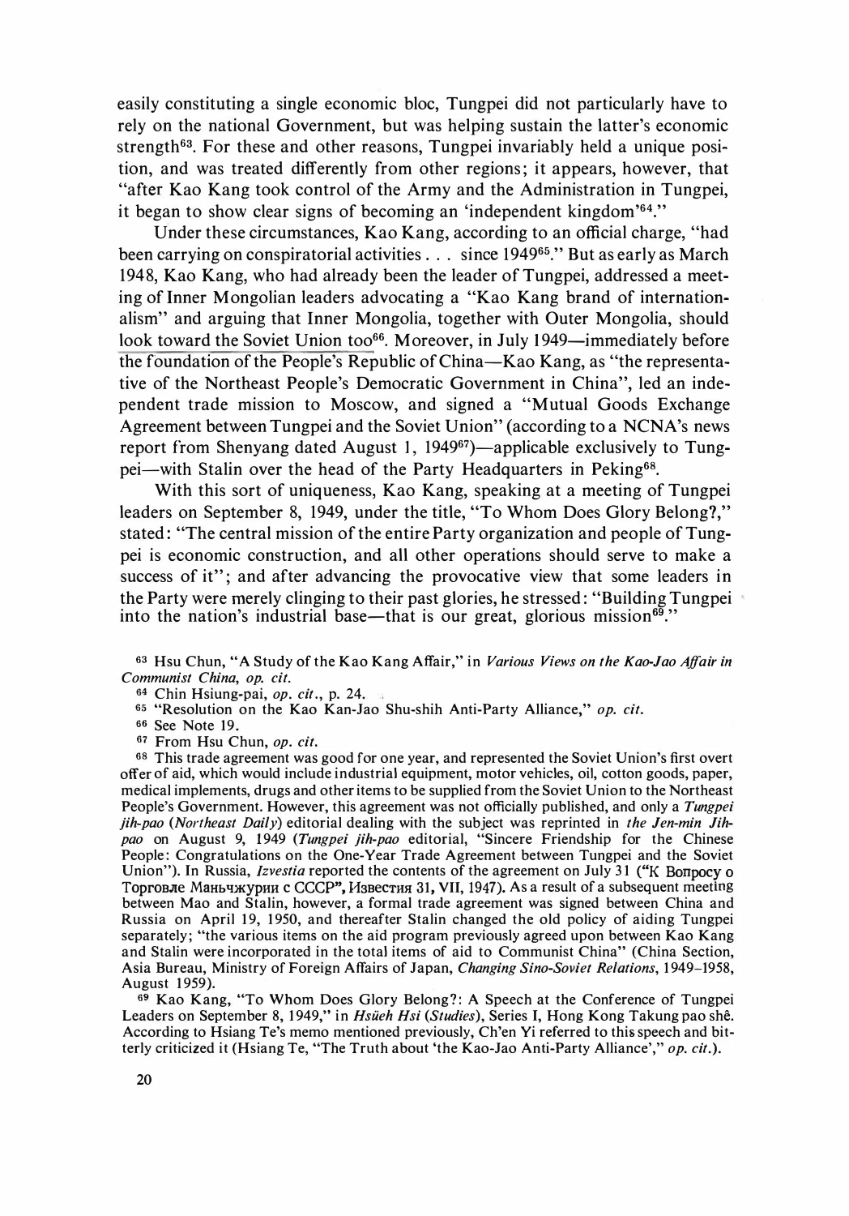easily constituting a single economic bloc, Tungpei did not particularly have to rely on the national Government, but was helping sustain the latter's economic strength[63]. For these and other reasons, Tungpei invariably held a unique position, and was treated differently from other regions; it appears, however, that "after Kao Kang took control of the Army and the Administration in Tungpei, it began to show clear signs of becoming an 'independent kingdom'[64]."

Under these circumstances, Kao Kang, according to an official charge, "had been carrying on conspiratorial activities . . . since 1949[65]." But as early as March 1948, Kao Kang, who had already been the leader of Tungpei, addressed a meeting of Inner Mongolian leaders advocating a "Kao Kang brand of internationalism" and arguing that Inner Mongolia, together with Outer Mongolia, should look toward the Soviet Union too[66]. Moreover, in July 1949—immediately before the foundation of the People's Republic of China—Kao Kang, as "the representative of the Northeast People's Democratic Government in China", led an independent trade mission to Moscow, and signed a "Mutual Goods Exchange Agreement between Tungpei and the Soviet Union" (according to a NCNA's news report from Shenyang dated August 1, 1949[67])—applicable exclusively to Tungpei—with Stalin over the head of the Party Headquarters in Peking[68].

With this sort of uniqueness, Kao Kang, speaking at a meeting of Tungpei leaders on September 8, 1949, under the title, "To Whom Does Glory Belong?," stated: "The central mission of the entire Party organization and people of Tungpei is economic construction, and all other operations should serve to make a success of it"; and after advancing the provocative view that some leaders in the Party were merely clinging to their past glories, he stressed: "Building Tungpei into the nation's industrial base—that is our great, glorious mission[69]."

[63] Hsu Chun, "A Study of the Kao Kang Affair," in *Various Views on the Kao-Jao Affair in Communist China, op. cit.*

[64] Chin Hsiung-pai, *op. cit.*, p. 24.

[65] "Resolution on the Kao Kan-Jao Shu-shih Anti-Party Alliance," *op. cit.*

[66] See Note 19.

[67] From Hsu Chun, *op. cit.*

[68] This trade agreement was good for one year, and represented the Soviet Union's first overt offer of aid, which would include industrial equipment, motor vehicles, oil, cotton goods, paper, medical implements, drugs and other items to be supplied from the Soviet Union to the Northeast People's Government. However, this agreement was not officially published, and only a *Tungpei jih-pao* (*Northeast Daily*) editorial dealing with the subject was reprinted in *the Jen-min Jih-pao* on August 9, 1949 (*Tungpei jih-pao* editorial, "Sincere Friendship for the Chinese People: Congratulations on the One-Year Trade Agreement between Tungpei and the Soviet Union"). In Russia, *Izvestia* reported the contents of the agreement on July 31 ("К Вопросу о Торговле Маньчжурии с СССР", Известия 31, VII, 1947). As a result of a subsequent meeting between Mao and Stalin, however, a formal trade agreement was signed between China and Russia on April 19, 1950, and thereafter Stalin changed the old policy of aiding Tungpei separately; "the various items on the aid program previously agreed upon between Kao Kang and Stalin were incorporated in the total items of aid to Communist China" (China Section, Asia Bureau, Ministry of Foreign Affairs of Japan, *Changing Sino-Soviet Relations*, 1949–1958, August 1959).

[69] Kao Kang, "To Whom Does Glory Belong?: A Speech at the Conference of Tungpei Leaders on September 8, 1949," in *Hsüeh Hsi* (*Studies*), Series I, Hong Kong Takung pao shê. According to Hsiang Te's memo mentioned previously, Ch'en Yi referred to this speech and bitterly criticized it (Hsiang Te, "The Truth about 'the Kao-Jao Anti-Party Alliance'," *op. cit.*).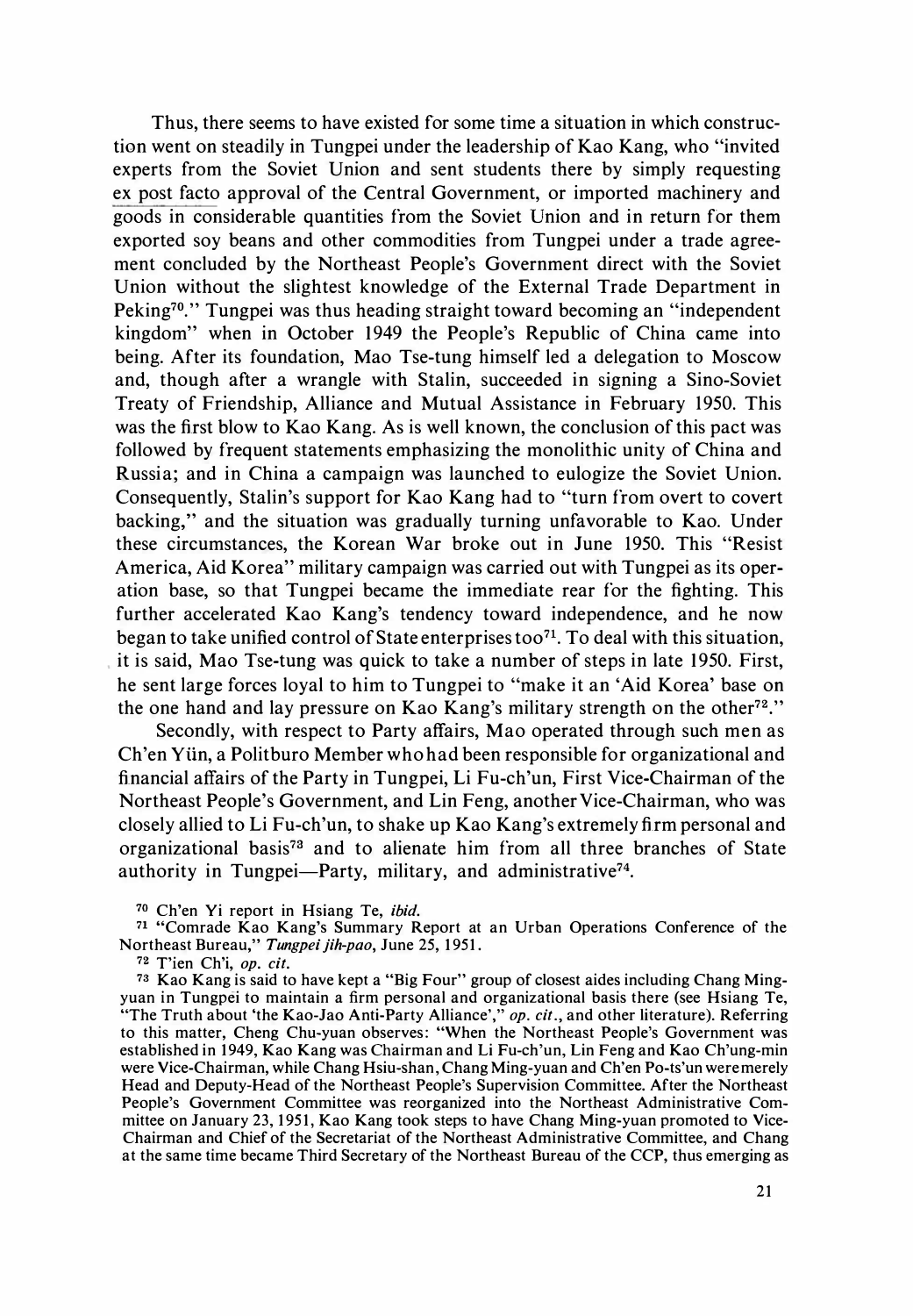Thus, there seems to have existed for some time a situation in which construction went on steadily in Tungpei under the leadership of Kao Kang, who "invited experts from the Soviet Union and sent students there by simply requesting ex post facto approval of the Central Government, or imported machinery and goods in considerable quantities from the Soviet Union and in return for them exported soy beans and other commodities from Tungpei under a trade agreement concluded by the Northeast People's Government direct with the Soviet Union without the slightest knowledge of the External Trade Department in Peking[70]." Tungpei was thus heading straight toward becoming an "independent kingdom" when in October 1949 the People's Republic of China came into being. After its foundation, Mao Tse-tung himself led a delegation to Moscow and, though after a wrangle with Stalin, succeeded in signing a Sino-Soviet Treaty of Friendship, Alliance and Mutual Assistance in February 1950. This was the first blow to Kao Kang. As is well known, the conclusion of this pact was followed by frequent statements emphasizing the monolithic unity of China and Russia; and in China a campaign was launched to eulogize the Soviet Union. Consequently, Stalin's support for Kao Kang had to "turn from overt to covert backing," and the situation was gradually turning unfavorable to Kao. Under these circumstances, the Korean War broke out in June 1950. This "Resist America, Aid Korea" military campaign was carried out with Tungpei as its operation base, so that Tungpei became the immediate rear for the fighting. This further accelerated Kao Kang's tendency toward independence, and he now began to take unified control of State enterprises too[71]. To deal with this situation, it is said, Mao Tse-tung was quick to take a number of steps in late 1950. First, he sent large forces loyal to him to Tungpei to "make it an 'Aid Korea' base on the one hand and lay pressure on Kao Kang's military strength on the other[72]."

Secondly, with respect to Party affairs, Mao operated through such men as Ch'en Yün, a Politburo Member who had been responsible for organizational and financial affairs of the Party in Tungpei, Li Fu-ch'un, First Vice-Chairman of the Northeast People's Government, and Lin Feng, another Vice-Chairman, who was closely allied to Li Fu-ch'un, to shake up Kao Kang's extremely firm personal and organizational basis[73] and to alienate him from all three branches of State authority in Tungpei—Party, military, and administrative[74].

[70] Ch'en Yi report in Hsiang Te, *ibid.*

[71] "Comrade Kao Kang's Summary Report at an Urban Operations Conference of the Northeast Bureau," *Tungpei jih-pao*, June 25, 1951.

[72] T'ien Ch'i, *op. cit.*

[73] Kao Kang is said to have kept a "Big Four" group of closest aides including Chang Ming-yuan in Tungpei to maintain a firm personal and organizational basis there (see Hsiang Te, "The Truth about 'the Kao-Jao Anti-Party Alliance'," *op. cit.*, and other literature). Referring to this matter, Cheng Chu-yuan observes: "When the Northeast People's Government was established in 1949, Kao Kang was Chairman and Li Fu-ch'un, Lin Feng and Kao Ch'ung-min were Vice-Chairman, while Chang Hsiu-shan, Chang Ming-yuan and Ch'en Po-ts'un were merely Head and Deputy-Head of the Northeast People's Supervision Committee. After the Northeast People's Government Committee was reorganized into the Northeast Administrative Committee on January 23, 1951, Kao Kang took steps to have Chang Ming-yuan promoted to Vice-Chairman and Chief of the Secretariat of the Northeast Administrative Committee, and Chang at the same time became Third Secretary of the Northeast Bureau of the CCP, thus emerging as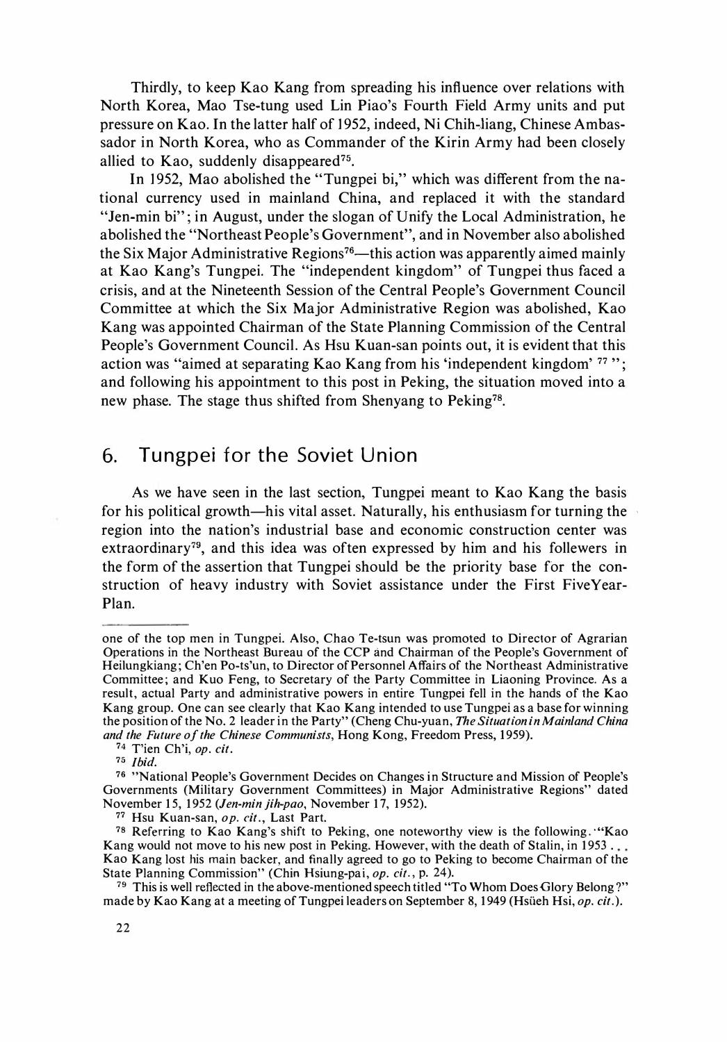Thirdly, to keep Kao Kang from spreading his influence over relations with North Korea, Mao Tse-tung used Lin Piao's Fourth Field Army units and put pressure on Kao. In the latter half of 1952, indeed, Ni Chih-liang, Chinese Ambassador in North Korea, who as Commander of the Kirin Army had been closely allied to Kao, suddenly disappeared[75].

In 1952, Mao abolished the "Tungpei bi," which was different from the national currency used in mainland China, and replaced it with the standard "Jen-min bi"; in August, under the slogan of Unify the Local Administration, he abolished the "Northeast People's Government", and in November also abolished the Six Major Administrative Regions[76]—this action was apparently aimed mainly at Kao Kang's Tungpei. The "independent kingdom" of Tungpei thus faced a crisis, and at the Nineteenth Session of the Central People's Government Council Committee at which the Six Major Administrative Region was abolished, Kao Kang was appointed Chairman of the State Planning Commission of the Central People's Government Council. As Hsu Kuan-san points out, it is evident that this action was "aimed at separating Kao Kang from his 'independent kingdom' [77] "; and following his appointment to this post in Peking, the situation moved into a new phase. The stage thus shifted from Shenyang to Peking[78].

## 6. Tungpei for the Soviet Union

As we have seen in the last section, Tungpei meant to Kao Kang the basis for his political growth—his vital asset. Naturally, his enthusiasm for turning the region into the nation's industrial base and economic construction center was extraordinary[79], and this idea was often expressed by him and his followers in the form of the assertion that Tungpei should be the priority base for the construction of heavy industry with Soviet assistance under the First FiveYear-Plan.

---

one of the top men in Tungpei. Also, Chao Te-tsun was promoted to Director of Agrarian Operations in the Northeast Bureau of the CCP and Chairman of the People's Government of Heilungkiang; Ch'en Po-ts'un, to Director of Personnel Affairs of the Northeast Administrative Committee; and Kuo Feng, to Secretary of the Party Committee in Liaoning Province. As a result, actual Party and administrative powers in entire Tungpei fell in the hands of the Kao Kang group. One can see clearly that Kao Kang intended to use Tungpei as a base for winning the position of the No. 2 leader in the Party" (Cheng Chu-yuan, *The Situation in Mainland China and the Future of the Chinese Communists*, Hong Kong, Freedom Press, 1959).

[74] T'ien Ch'i, *op. cit.*

[75] *Ibid.*

[76] "National People's Government Decides on Changes in Structure and Mission of People's Governments (Military Government Committees) in Major Administrative Regions" dated November 15, 1952 (*Jen-min jih-pao*, November 17, 1952).

[77] Hsu Kuan-san, *op. cit.*, Last Part.

[78] Referring to Kao Kang's shift to Peking, one noteworthy view is the following. "Kao Kang would not move to his new post in Peking. However, with the death of Stalin, in 1953 . . . Kao Kang lost his main backer, and finally agreed to go to Peking to become Chairman of the State Planning Commission" (Chin Hsiung-pai, *op. cit.*, p. 24).

[79] This is well reflected in the above-mentioned speech titled "To Whom Does Glory Belong?" made by Kao Kang at a meeting of Tungpei leaders on September 8, 1949 (Hsüeh Hsi, *op. cit.*).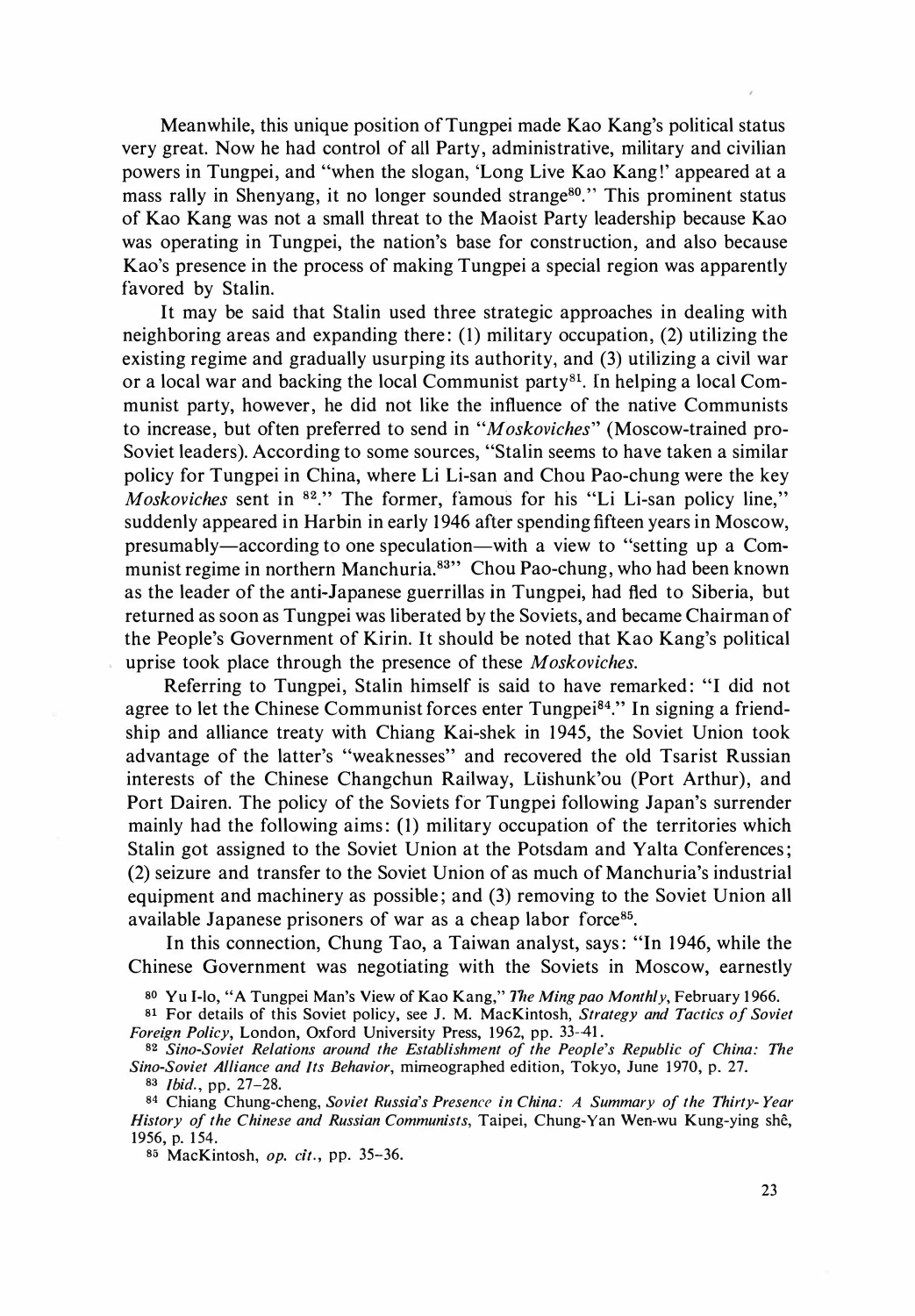Meanwhile, this unique position of Tungpei made Kao Kang's political status very great. Now he had control of all Party, administrative, military and civilian powers in Tungpei, and "when the slogan, 'Long Live Kao Kang!' appeared at a mass rally in Shenyang, it no longer sounded strange[80]." This prominent status of Kao Kang was not a small threat to the Maoist Party leadership because Kao was operating in Tungpei, the nation's base for construction, and also because Kao's presence in the process of making Tungpei a special region was apparently favored by Stalin.

It may be said that Stalin used three strategic approaches in dealing with neighboring areas and expanding there: (1) military occupation, (2) utilizing the existing regime and gradually usurping its authority, and (3) utilizing a civil war or a local war and backing the local Communist party[81]. In helping a local Communist party, however, he did not like the influence of the native Communists to increase, but often preferred to send in "*Moskoviches*" (Moscow-trained pro-Soviet leaders). According to some sources, "Stalin seems to have taken a similar policy for Tungpei in China, where Li Li-san and Chou Pao-chung were the key *Moskoviches* sent in [82]." The former, famous for his "Li Li-san policy line," suddenly appeared in Harbin in early 1946 after spending fifteen years in Moscow, presumably—according to one speculation—with a view to "setting up a Communist regime in northern Manchuria.[83]" Chou Pao-chung, who had been known as the leader of the anti-Japanese guerrillas in Tungpei, had fled to Siberia, but returned as soon as Tungpei was liberated by the Soviets, and became Chairman of the People's Government of Kirin. It should be noted that Kao Kang's political uprise took place through the presence of these *Moskoviches*.

Referring to Tungpei, Stalin himself is said to have remarked: "I did not agree to let the Chinese Communist forces enter Tungpei[84]." In signing a friendship and alliance treaty with Chiang Kai-shek in 1945, the Soviet Union took advantage of the latter's "weaknesses" and recovered the old Tsarist Russian interests of the Chinese Changchun Railway, Lüshunk'ou (Port Arthur), and Port Dairen. The policy of the Soviets for Tungpei following Japan's surrender mainly had the following aims: (1) military occupation of the territories which Stalin got assigned to the Soviet Union at the Potsdam and Yalta Conferences; (2) seizure and transfer to the Soviet Union of as much of Manchuria's industrial equipment and machinery as possible; and (3) removing to the Soviet Union all available Japanese prisoners of war as a cheap labor force[85].

In this connection, Chung Tao, a Taiwan analyst, says: "In 1946, while the Chinese Government was negotiating with the Soviets in Moscow, earnestly

[80] Yu I-lo, "A Tungpei Man's View of Kao Kang," *The Ming pao Monthly*, February 1966.

[81] For details of this Soviet policy, see J. M. MacKintosh, *Strategy and Tactics of Soviet Foreign Policy*, London, Oxford University Press, 1962, pp. 33-41.

[82] *Sino-Soviet Relations around the Establishment of the People's Republic of China: The Sino-Soviet Alliance and Its Behavior*, mimeographed edition, Tokyo, June 1970, p. 27.

[83] *Ibid.*, pp. 27–28.

[84] Chiang Chung-cheng, *Soviet Russia's Presence in China: A Summary of the Thirty-Year History of the Chinese and Russian Communists*, Taipei, Chung-Yan Wen-wu Kung-ying shê, 1956, p. 154.

[85] MacKintosh, *op. cit.*, pp. 35–36.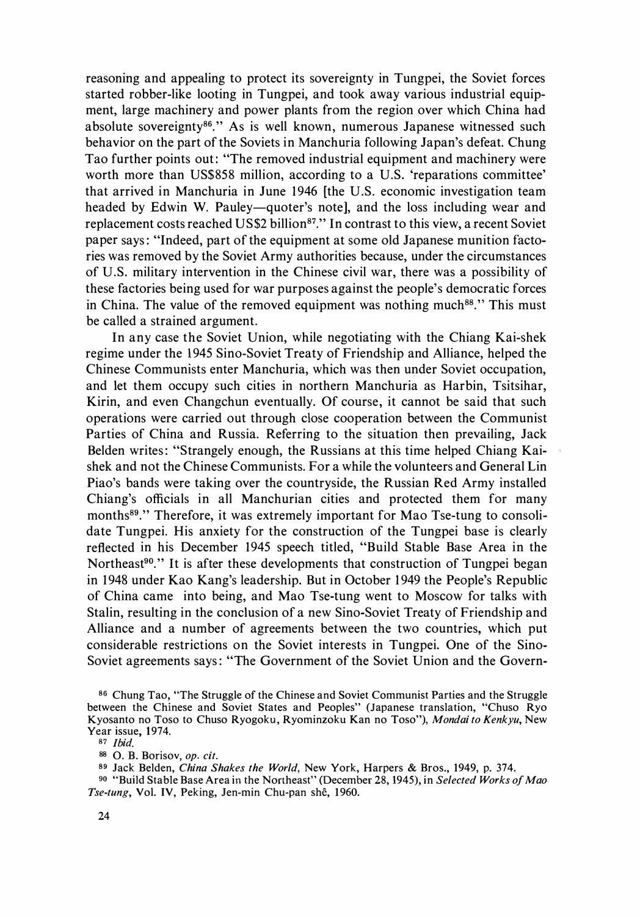reasoning and appealing to protect its sovereignty in Tungpei, the Soviet forces started robber-like looting in Tungpei, and took away various industrial equipment, large machinery and power plants from the region over which China had absolute sovereignty[86]." As is well known, numerous Japanese witnessed such behavior on the part of the Soviets in Manchuria following Japan's defeat. Chung Tao further points out: "The removed industrial equipment and machinery were worth more than US$858 million, according to a U.S. 'reparations committee' that arrived in Manchuria in June 1946 [the U.S. economic investigation team headed by Edwin W. Pauley—quoter's note], and the loss including wear and replacement costs reached US$2 billion[87]." In contrast to this view, a recent Soviet paper says: "Indeed, part of the equipment at some old Japanese munition factories was removed by the Soviet Army authorities because, under the circumstances of U.S. military intervention in the Chinese civil war, there was a possibility of these factories being used for war purposes against the people's democratic forces in China. The value of the removed equipment was nothing much[88]." This must be called a strained argument.

In any case the Soviet Union, while negotiating with the Chiang Kai-shek regime under the 1945 Sino-Soviet Treaty of Friendship and Alliance, helped the Chinese Communists enter Manchuria, which was then under Soviet occupation, and let them occupy such cities in northern Manchuria as Harbin, Tsitsihar, Kirin, and even Changchun eventually. Of course, it cannot be said that such operations were carried out through close cooperation between the Communist Parties of China and Russia. Referring to the situation then prevailing, Jack Belden writes: "Strangely enough, the Russians at this time helped Chiang Kai-shek and not the Chinese Communists. For a while the volunteers and General Lin Piao's bands were taking over the countryside, the Russian Red Army installed Chiang's officials in all Manchurian cities and protected them for many months[89]." Therefore, it was extremely important for Mao Tse-tung to consolidate Tungpei. His anxiety for the construction of the Tungpei base is clearly reflected in his December 1945 speech titled, "Build Stable Base Area in the Northeast[90]." It is after these developments that construction of Tungpei began in 1948 under Kao Kang's leadership. But in October 1949 the People's Republic of China came into being, and Mao Tse-tung went to Moscow for talks with Stalin, resulting in the conclusion of a new Sino-Soviet Treaty of Friendship and Alliance and a number of agreements between the two countries, which put considerable restrictions on the Soviet interests in Tungpei. One of the Sino-Soviet agreements says: "The Government of the Soviet Union and the Govern-

[86] Chung Tao, "The Struggle of the Chinese and Soviet Communist Parties and the Struggle between the Chinese and Soviet States and Peoples" (Japanese translation, "Chuso Ryo Kyosanto no Toso to Chuso Ryogoku, Ryominzoku Kan no Toso"), *Mondai to Kenkyu*, New Year issue, 1974.

[87] *Ibid.*

[88] O. B. Borisov, *op. cit.*

[89] Jack Belden, *China Shakes the World*, New York, Harpers & Bros., 1949, p. 374.

[90] "Build Stable Base Area in the Northeast" (December 28, 1945), in *Selected Works of Mao Tse-tung*, Vol. IV, Peking, Jen-min Chu-pan shê, 1960.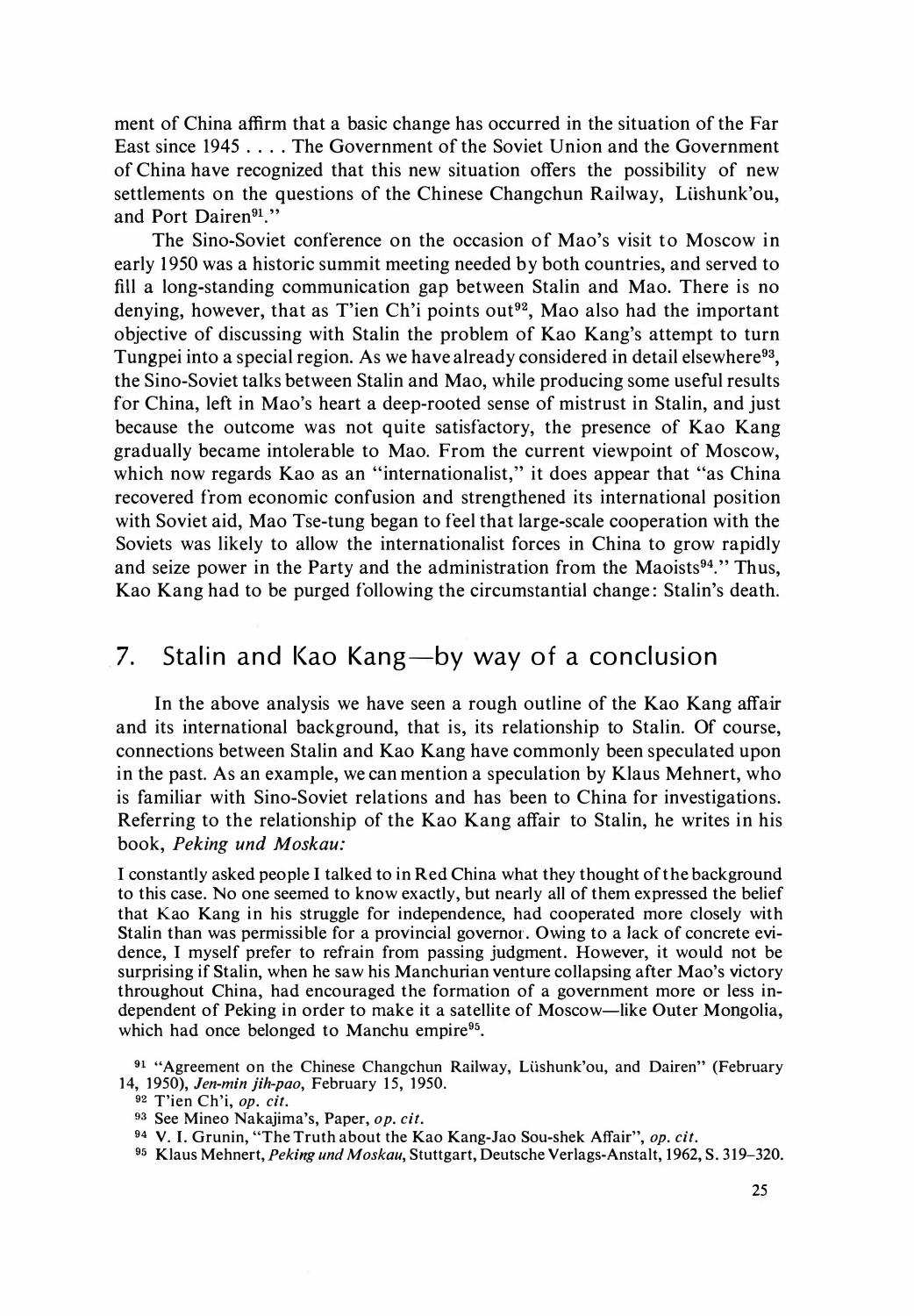ment of China affirm that a basic change has occurred in the situation of the Far East since 1945 . . . . The Government of the Soviet Union and the Government of China have recognized that this new situation offers the possibility of new settlements on the questions of the Chinese Changchun Railway, Lüshunk'ou, and Port Dairen[91]."

The Sino-Soviet conference on the occasion of Mao's visit to Moscow in early 1950 was a historic summit meeting needed by both countries, and served to fill a long-standing communication gap between Stalin and Mao. There is no denying, however, that as T'ien Ch'i points out[92], Mao also had the important objective of discussing with Stalin the problem of Kao Kang's attempt to turn Tungpei into a special region. As we have already considered in detail elsewhere[93], the Sino-Soviet talks between Stalin and Mao, while producing some useful results for China, left in Mao's heart a deep-rooted sense of mistrust in Stalin, and just because the outcome was not quite satisfactory, the presence of Kao Kang gradually became intolerable to Mao. From the current viewpoint of Moscow, which now regards Kao as an "internationalist," it does appear that "as China recovered from economic confusion and strengthened its international position with Soviet aid, Mao Tse-tung began to feel that large-scale cooperation with the Soviets was likely to allow the internationalist forces in China to grow rapidly and seize power in the Party and the administration from the Maoists[94]." Thus, Kao Kang had to be purged following the circumstantial change: Stalin's death.

## 7. Stalin and Kao Kang—by way of a conclusion

In the above analysis we have seen a rough outline of the Kao Kang affair and its international background, that is, its relationship to Stalin. Of course, connections between Stalin and Kao Kang have commonly been speculated upon in the past. As an example, we can mention a speculation by Klaus Mehnert, who is familiar with Sino-Soviet relations and has been to China for investigations. Referring to the relationship of the Kao Kang affair to Stalin, he writes in his book, *Peking und Moskau:*

> I constantly asked people I talked to in Red China what they thought of the background to this case. No one seemed to know exactly, but nearly all of them expressed the belief that Kao Kang in his struggle for independence, had cooperated more closely with Stalin than was permissible for a provincial governor. Owing to a lack of concrete evidence, I myself prefer to refrain from passing judgment. However, it would not be surprising if Stalin, when he saw his Manchurian venture collapsing after Mao's victory throughout China, had encouraged the formation of a government more or less independent of Peking in order to make it a satellite of Moscow—like Outer Mongolia, which had once belonged to Manchu empire[95].

[91] "Agreement on the Chinese Changchun Railway, Lüshunk'ou, and Dairen" (February 14, 1950), *Jen-min jih-pao*, February 15, 1950.

[92] T'ien Ch'i, *op. cit.*

[93] See Mineo Nakajima's, Paper, *op. cit.*

[94] V. I. Grunin, "The Truth about the Kao Kang-Jao Sou-shek Affair", *op. cit.*

[95] Klaus Mehnert, *Peking und Moskau*, Stuttgart, Deutsche Verlags-Anstalt, 1962, S. 319–320.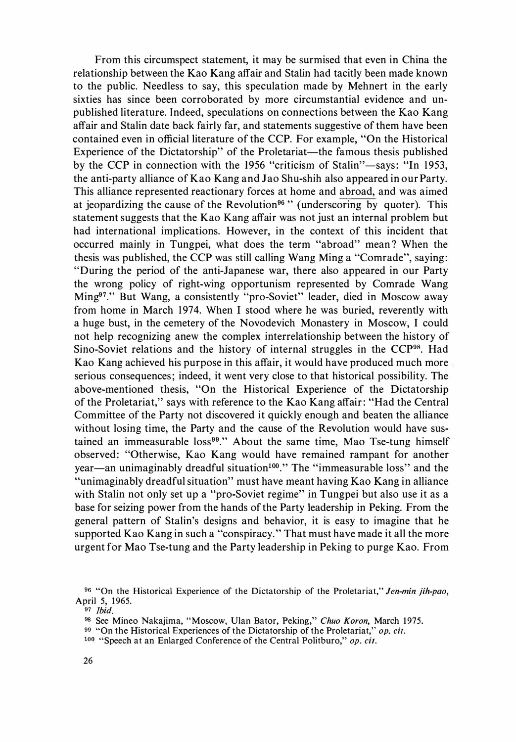From this circumspect statement, it may be surmised that even in China the relationship between the Kao Kang affair and Stalin had tacitly been made known to the public. Needless to say, this speculation made by Mehnert in the early sixties has since been corroborated by more circumstantial evidence and unpublished literature. Indeed, speculations on connections between the Kao Kang affair and Stalin date back fairly far, and statements suggestive of them have been contained even in official literature of the CCP. For example, "On the Historical Experience of the Dictatorship" of the Proletariat—the famous thesis published by the CCP in connection with the 1956 "criticism of Stalin"—says: "In 1953, the anti-party alliance of Kao Kang and Jao Shu-shih also appeared in our Party. This alliance represented reactionary forces at home and abroad, and was aimed at jeopardizing the cause of the Revolution[96] " (underscoring by quoter). This statement suggests that the Kao Kang affair was not just an internal problem but had international implications. However, in the context of this incident that occurred mainly in Tungpei, what does the term "abroad" mean? When the thesis was published, the CCP was still calling Wang Ming a "Comrade", saying: "During the period of the anti-Japanese war, there also appeared in our Party the wrong policy of right-wing opportunism represented by Comrade Wang Ming[97]." But Wang, a consistently "pro-Soviet" leader, died in Moscow away from home in March 1974. When I stood where he was buried, reverently with a huge bust, in the cemetery of the Novodevich Monastery in Moscow, I could not help recognizing anew the complex interrelationship between the history of Sino-Soviet relations and the history of internal struggles in the CCP[98]. Had Kao Kang achieved his purpose in this affair, it would have produced much more serious consequences; indeed, it went very close to that historical possibility. The above-mentioned thesis, "On the Historical Experience of the Dictatorship of the Proletariat," says with reference to the Kao Kang affair: "Had the Central Committee of the Party not discovered it quickly enough and beaten the alliance without losing time, the Party and the cause of the Revolution would have sustained an immeasurable loss[99]." About the same time, Mao Tse-tung himself observed: "Otherwise, Kao Kang would have remained rampant for another year—an unimaginably dreadful situation[100]." The "immeasurable loss" and the "unimaginably dreadful situation" must have meant having Kao Kang in alliance with Stalin not only set up a "pro-Soviet regime" in Tungpei but also use it as a base for seizing power from the hands of the Party leadership in Peking. From the general pattern of Stalin's designs and behavior, it is easy to imagine that he supported Kao Kang in such a "conspiracy." That must have made it all the more urgent for Mao Tse-tung and the Party leadership in Peking to purge Kao. From

---

[96] "On the Historical Experience of the Dictatorship of the Proletariat," *Jen-min jih-pao*, April 5, 1965.

[97] *Ibid.*

[98] See Mineo Nakajima, "Moscow, Ulan Bator, Peking," *Chuo Koron*, March 1975.

[99] "On the Historical Experiences of the Dictatorship of the Proletariat," *op. cit.*

[100] "Speech at an Enlarged Conference of the Central Politburo," *op. cit.*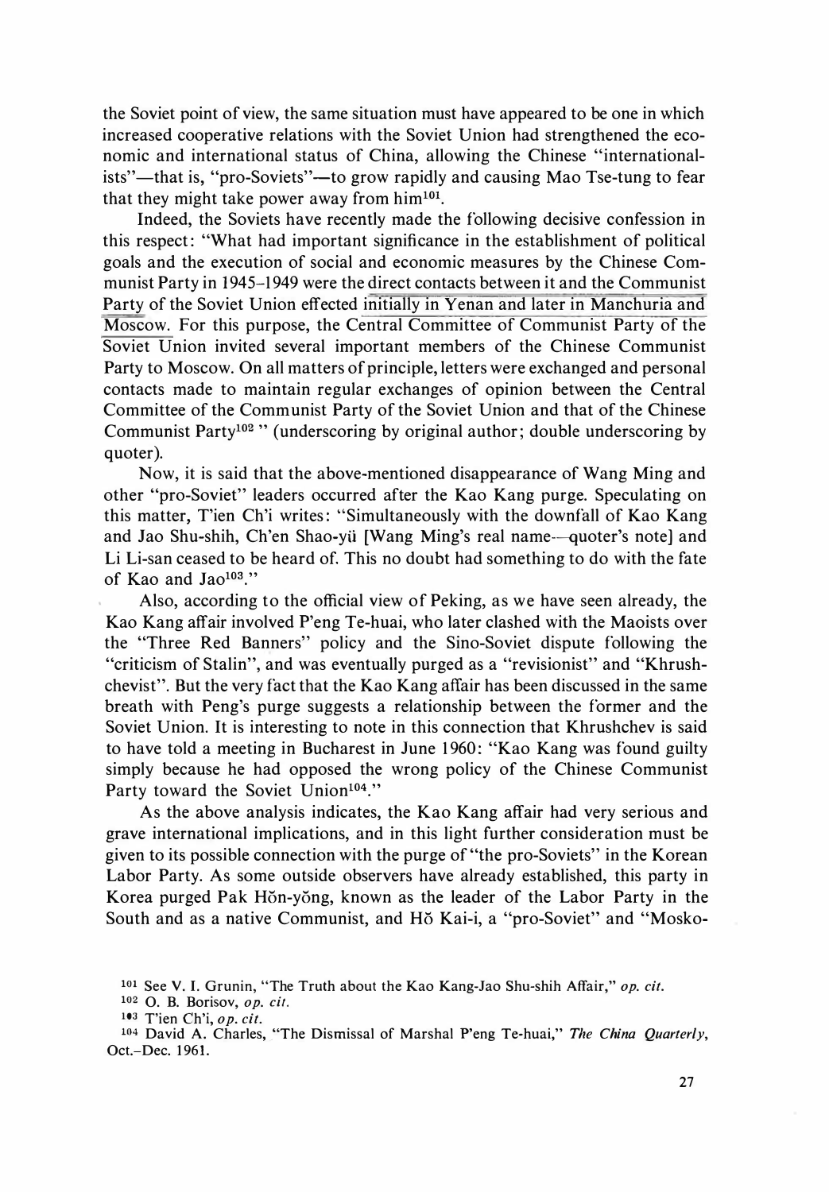the Soviet point of view, the same situation must have appeared to be one in which increased cooperative relations with the Soviet Union had strengthened the economic and international status of China, allowing the Chinese "internationalists"—that is, "pro-Soviets"—to grow rapidly and causing Mao Tse-tung to fear that they might take power away from him[101].

Indeed, the Soviets have recently made the following decisive confession in this respect: "What had important significance in the establishment of political goals and the execution of social and economic measures by the Chinese Communist Party in 1945–1949 were the direct contacts between it and the Communist Party of the Soviet Union effected initially in Yenan and later in Manchuria and Moscow. For this purpose, the Central Committee of Communist Party of the Soviet Union invited several important members of the Chinese Communist Party to Moscow. On all matters of principle, letters were exchanged and personal contacts made to maintain regular exchanges of opinion between the Central Committee of the Communist Party of the Soviet Union and that of the Chinese Communist Party[102] " (underscoring by original author; double underscoring by quoter).

Now, it is said that the above-mentioned disappearance of Wang Ming and other "pro-Soviet" leaders occurred after the Kao Kang purge. Speculating on this matter, T'ien Ch'i writes: "Simultaneously with the downfall of Kao Kang and Jao Shu-shih, Ch'en Shao-yü [Wang Ming's real name—quoter's note] and Li Li-san ceased to be heard of. This no doubt had something to do with the fate of Kao and Jao[103]."

Also, according to the official view of Peking, as we have seen already, the Kao Kang affair involved P'eng Te-huai, who later clashed with the Maoists over the "Three Red Banners" policy and the Sino-Soviet dispute following the "criticism of Stalin", and was eventually purged as a "revisionist" and "Khrushchevist". But the very fact that the Kao Kang affair has been discussed in the same breath with Peng's purge suggests a relationship between the former and the Soviet Union. It is interesting to note in this connection that Khrushchev is said to have told a meeting in Bucharest in June 1960: "Kao Kang was found guilty simply because he had opposed the wrong policy of the Chinese Communist Party toward the Soviet Union[104]."

As the above analysis indicates, the Kao Kang affair had very serious and grave international implications, and in this light further consideration must be given to its possible connection with the purge of "the pro-Soviets" in the Korean Labor Party. As some outside observers have already established, this party in Korea purged Pak Hŏn-yŏng, known as the leader of the Labor Party in the South and as a native Communist, and Hŏ Kai-i, a "pro-Soviet" and "Mosko-

[101] See V. I. Grunin, "The Truth about the Kao Kang-Jao Shu-shih Affair," *op. cit.*

[102] O. B. Borisov, *op. cit.*

[103] T'ien Ch'i, *op. cit.*

[104] David A. Charles, "The Dismissal of Marshal P'eng Te-huai," *The China Quarterly*, Oct.–Dec. 1961.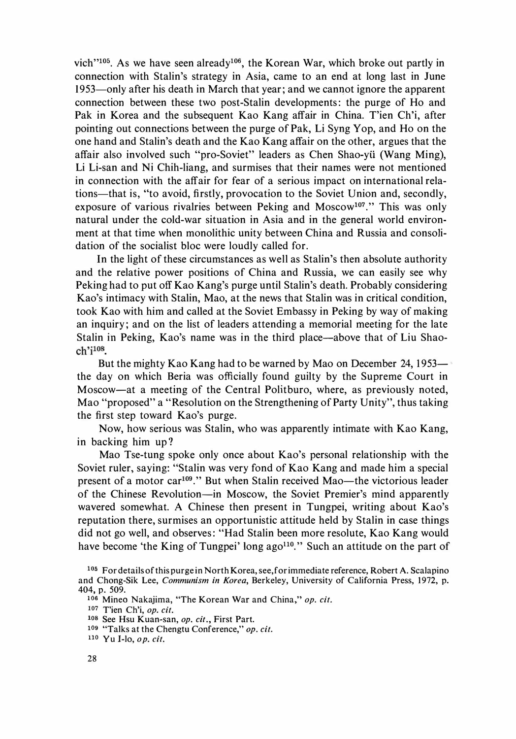vich"[105]. As we have seen already[106], the Korean War, which broke out partly in connection with Stalin's strategy in Asia, came to an end at long last in June 1953—only after his death in March that year; and we cannot ignore the apparent connection between these two post-Stalin developments: the purge of Ho and Pak in Korea and the subsequent Kao Kang affair in China. T'ien Ch'i, after pointing out connections between the purge of Pak, Li Syng Yop, and Ho on the one hand and Stalin's death and the Kao Kang affair on the other, argues that the affair also involved such "pro-Soviet" leaders as Chen Shao-yü (Wang Ming), Li Li-san and Ni Chih-liang, and surmises that their names were not mentioned in connection with the affair for fear of a serious impact on international relations—that is, "to avoid, firstly, provocation to the Soviet Union and, secondly, exposure of various rivalries between Peking and Moscow[107]." This was only natural under the cold-war situation in Asia and in the general world environment at that time when monolithic unity between China and Russia and consolidation of the socialist bloc were loudly called for.

In the light of these circumstances as well as Stalin's then absolute authority and the relative power positions of China and Russia, we can easily see why Peking had to put off Kao Kang's purge until Stalin's death. Probably considering Kao's intimacy with Stalin, Mao, at the news that Stalin was in critical condition, took Kao with him and called at the Soviet Embassy in Peking by way of making an inquiry; and on the list of leaders attending a memorial meeting for the late Stalin in Peking, Kao's name was in the third place—above that of Liu Shao-ch'i[108].

But the mighty Kao Kang had to be warned by Mao on December 24, 1953—the day on which Beria was officially found guilty by the Supreme Court in Moscow—at a meeting of the Central Politburo, where, as previously noted, Mao "proposed" a "Resolution on the Strengthening of Party Unity", thus taking the first step toward Kao's purge.

Now, how serious was Stalin, who was apparently intimate with Kao Kang, in backing him up?

Mao Tse-tung spoke only once about Kao's personal relationship with the Soviet ruler, saying: "Stalin was very fond of Kao Kang and made him a special present of a motor car[109]." But when Stalin received Mao—the victorious leader of the Chinese Revolution—in Moscow, the Soviet Premier's mind apparently wavered somewhat. A Chinese then present in Tungpei, writing about Kao's reputation there, surmises an opportunistic attitude held by Stalin in case things did not go well, and observes: "Had Stalin been more resolute, Kao Kang would have become 'the King of Tungpei' long ago[110]." Such an attitude on the part of

[105] For details of this purge in North Korea, see, for immediate reference, Robert A. Scalapino and Chong-Sik Lee, *Communism in Korea*, Berkeley, University of California Press, 1972, p. 404, p. 509.

[106] Mineo Nakajima, "The Korean War and China," *op. cit.*

[107] T'ien Ch'i, *op. cit.*

[108] See Hsu Kuan-san, *op. cit.*, First Part.

[109] "Talks at the Chengtu Conference," *op. cit.*

[110] Yu I-lo, *op. cit.*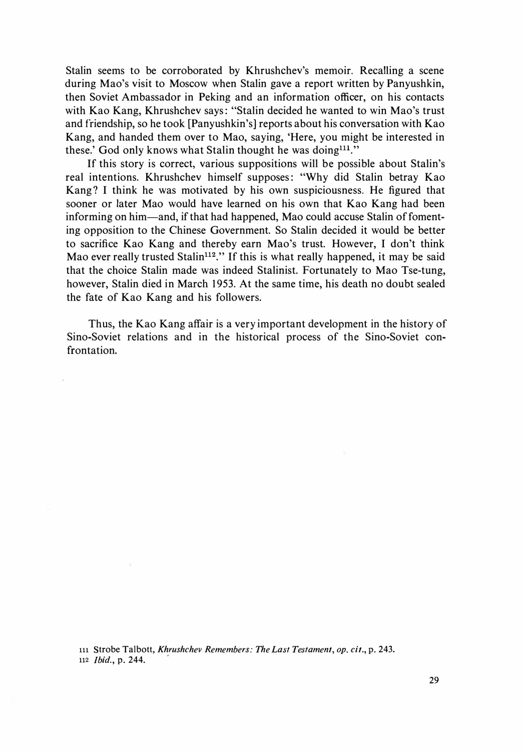Stalin seems to be corroborated by Khrushchev's memoir. Recalling a scene during Mao's visit to Moscow when Stalin gave a report written by Panyushkin, then Soviet Ambassador in Peking and an information officer, on his contacts with Kao Kang, Khrushchev says: "Stalin decided he wanted to win Mao's trust and friendship, so he took [Panyushkin's] reports about his conversation with Kao Kang, and handed them over to Mao, saying, 'Here, you might be interested in these.' God only knows what Stalin thought he was doing[111]."

If this story is correct, various suppositions will be possible about Stalin's real intentions. Khrushchev himself supposes: "Why did Stalin betray Kao Kang? I think he was motivated by his own suspiciousness. He figured that sooner or later Mao would have learned on his own that Kao Kang had been informing on him—and, if that had happened, Mao could accuse Stalin of fomenting opposition to the Chinese Government. So Stalin decided it would be better to sacrifice Kao Kang and thereby earn Mao's trust. However, I don't think Mao ever really trusted Stalin[112]." If this is what really happened, it may be said that the choice Stalin made was indeed Stalinist. Fortunately to Mao Tse-tung, however, Stalin died in March 1953. At the same time, his death no doubt sealed the fate of Kao Kang and his followers.

Thus, the Kao Kang affair is a very important development in the history of Sino-Soviet relations and in the historical process of the Sino-Soviet confrontation.

111 Strobe Talbott, *Khrushchev Remembers: The Last Testament*, *op. cit.*, p. 243.
112 *Ibid.*, p. 244.